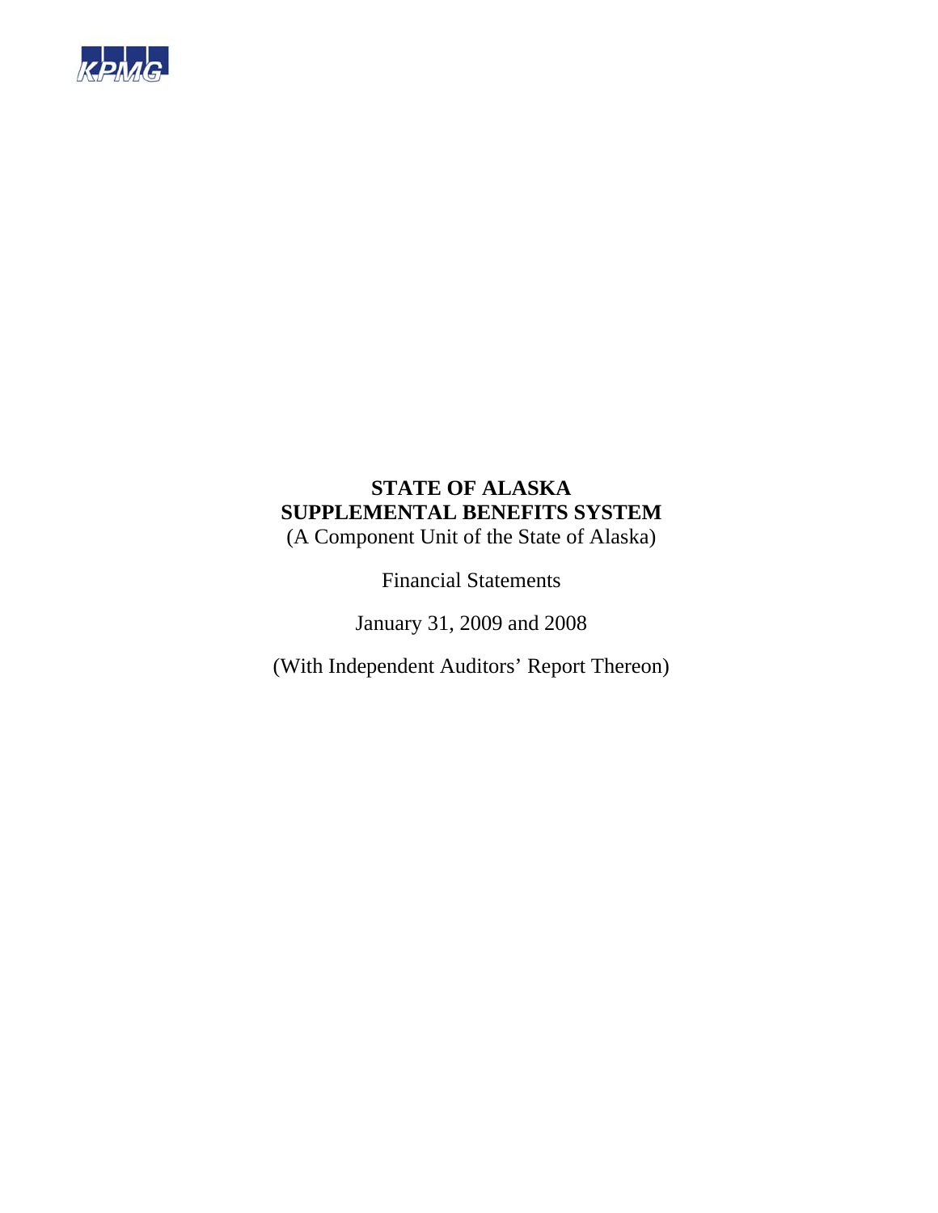KPMG

# STATE OF ALASKA
# SUPPLEMENTAL BENEFITS SYSTEM

(A Component Unit of the State of Alaska)

Financial Statements

January 31, 2009 and 2008

(With Independent Auditors' Report Thereon)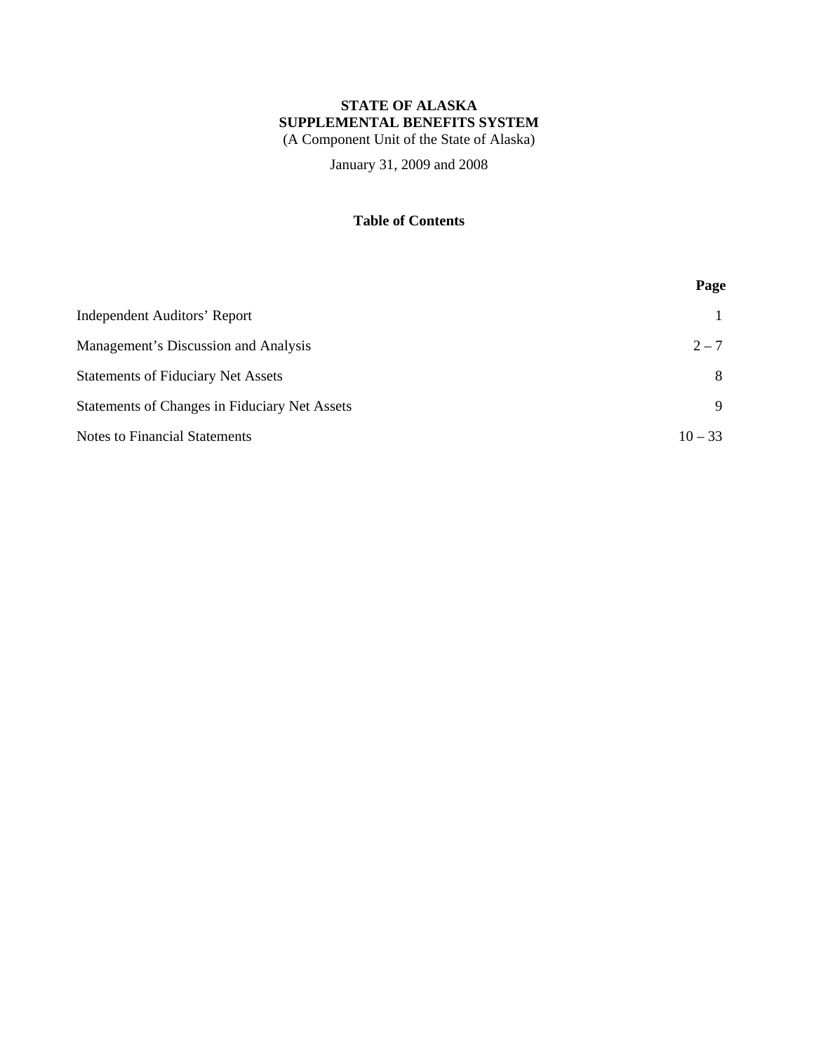**STATE OF ALASKA**
**SUPPLEMENTAL BENEFITS SYSTEM**
(A Component Unit of the State of Alaska)

January 31, 2009 and 2008

## Table of Contents

| | Page |
|---|---|
| Independent Auditors' Report | 1 |
| Management's Discussion and Analysis | 2 – 7 |
| Statements of Fiduciary Net Assets | 8 |
| Statements of Changes in Fiduciary Net Assets | 9 |
| Notes to Financial Statements | 10 – 33 |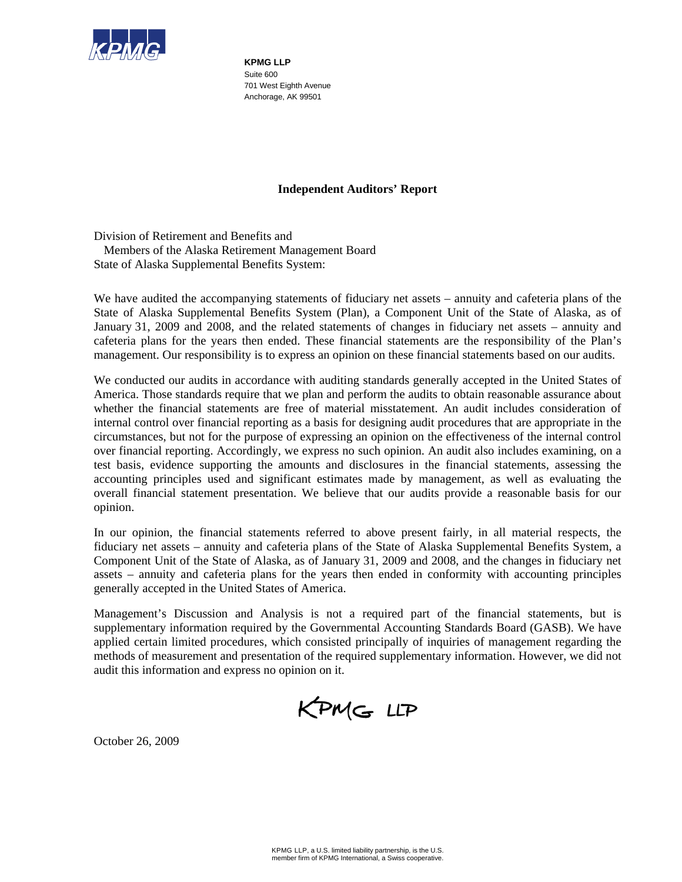**KPMG LLP**
Suite 600
701 West Eighth Avenue
Anchorage, AK 99501

## Independent Auditors' Report

Division of Retirement and Benefits and
Members of the Alaska Retirement Management Board
State of Alaska Supplemental Benefits System:

We have audited the accompanying statements of fiduciary net assets – annuity and cafeteria plans of the State of Alaska Supplemental Benefits System (Plan), a Component Unit of the State of Alaska, as of January 31, 2009 and 2008, and the related statements of changes in fiduciary net assets – annuity and cafeteria plans for the years then ended. These financial statements are the responsibility of the Plan's management. Our responsibility is to express an opinion on these financial statements based on our audits.

We conducted our audits in accordance with auditing standards generally accepted in the United States of America. Those standards require that we plan and perform the audits to obtain reasonable assurance about whether the financial statements are free of material misstatement. An audit includes consideration of internal control over financial reporting as a basis for designing audit procedures that are appropriate in the circumstances, but not for the purpose of expressing an opinion on the effectiveness of the internal control over financial reporting. Accordingly, we express no such opinion. An audit also includes examining, on a test basis, evidence supporting the amounts and disclosures in the financial statements, assessing the accounting principles used and significant estimates made by management, as well as evaluating the overall financial statement presentation. We believe that our audits provide a reasonable basis for our opinion.

In our opinion, the financial statements referred to above present fairly, in all material respects, the fiduciary net assets – annuity and cafeteria plans of the State of Alaska Supplemental Benefits System, a Component Unit of the State of Alaska, as of January 31, 2009 and 2008, and the changes in fiduciary net assets – annuity and cafeteria plans for the years then ended in conformity with accounting principles generally accepted in the United States of America.

Management's Discussion and Analysis is not a required part of the financial statements, but is supplementary information required by the Governmental Accounting Standards Board (GASB). We have applied certain limited procedures, which consisted principally of inquiries of management regarding the methods of measurement and presentation of the required supplementary information. However, we did not audit this information and express no opinion on it.

KPMG LLP

October 26, 2009

KPMG LLP, a U.S. limited liability partnership, is the U.S. member firm of KPMG International, a Swiss cooperative.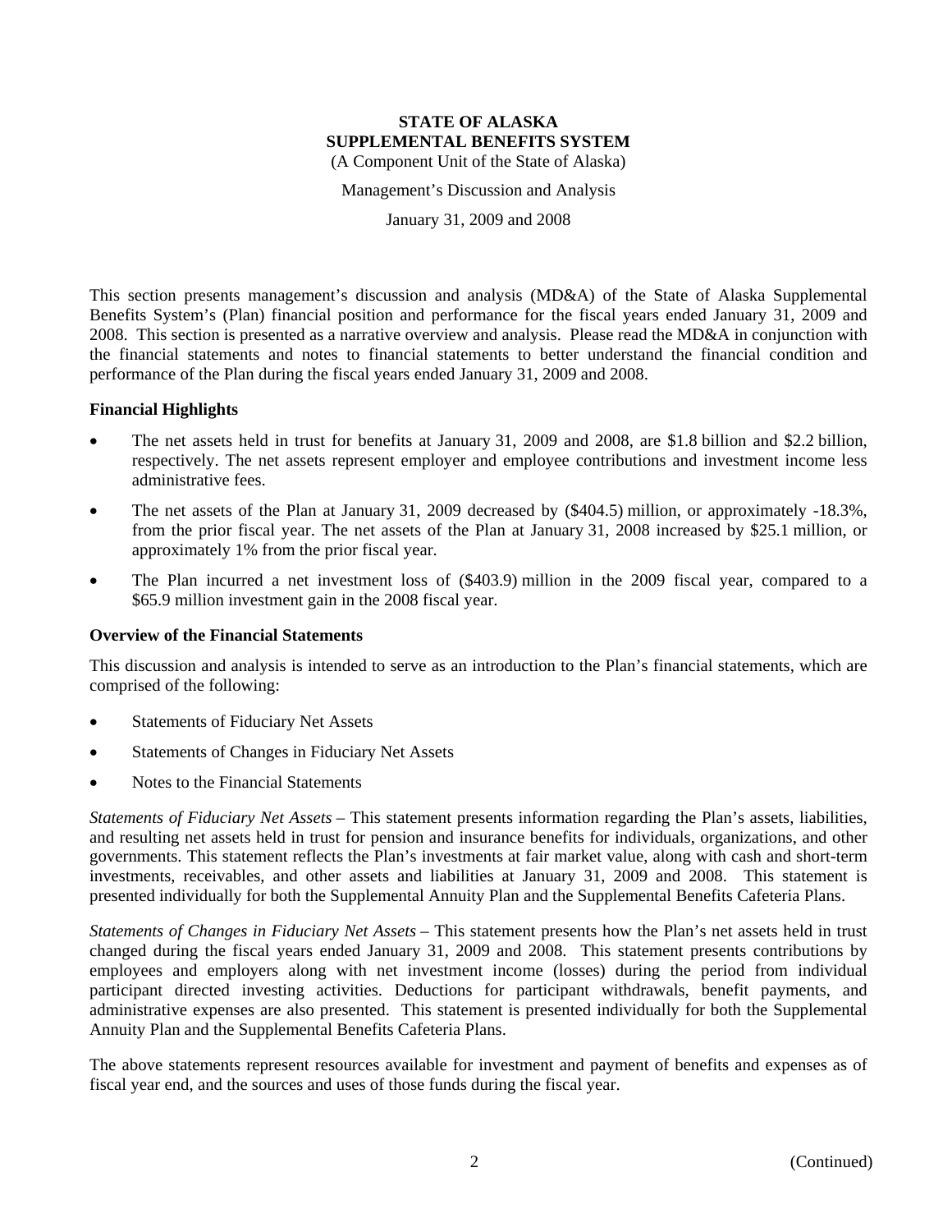# STATE OF ALASKA
## SUPPLEMENTAL BENEFITS SYSTEM

(A Component Unit of the State of Alaska)

Management's Discussion and Analysis

January 31, 2009 and 2008

This section presents management's discussion and analysis (MD&A) of the State of Alaska Supplemental Benefits System's (Plan) financial position and performance for the fiscal years ended January 31, 2009 and 2008. This section is presented as a narrative overview and analysis. Please read the MD&A in conjunction with the financial statements and notes to financial statements to better understand the financial condition and performance of the Plan during the fiscal years ended January 31, 2009 and 2008.

### Financial Highlights

- The net assets held in trust for benefits at January 31, 2009 and 2008, are $1.8 billion and $2.2 billion, respectively. The net assets represent employer and employee contributions and investment income less administrative fees.
- The net assets of the Plan at January 31, 2009 decreased by ($404.5) million, or approximately -18.3%, from the prior fiscal year. The net assets of the Plan at January 31, 2008 increased by $25.1 million, or approximately 1% from the prior fiscal year.
- The Plan incurred a net investment loss of ($403.9) million in the 2009 fiscal year, compared to a $65.9 million investment gain in the 2008 fiscal year.

### Overview of the Financial Statements

This discussion and analysis is intended to serve as an introduction to the Plan's financial statements, which are comprised of the following:

- Statements of Fiduciary Net Assets
- Statements of Changes in Fiduciary Net Assets
- Notes to the Financial Statements

*Statements of Fiduciary Net Assets* – This statement presents information regarding the Plan's assets, liabilities, and resulting net assets held in trust for pension and insurance benefits for individuals, organizations, and other governments. This statement reflects the Plan's investments at fair market value, along with cash and short-term investments, receivables, and other assets and liabilities at January 31, 2009 and 2008. This statement is presented individually for both the Supplemental Annuity Plan and the Supplemental Benefits Cafeteria Plans.

*Statements of Changes in Fiduciary Net Assets* – This statement presents how the Plan's net assets held in trust changed during the fiscal years ended January 31, 2009 and 2008. This statement presents contributions by employees and employers along with net investment income (losses) during the period from individual participant directed investing activities. Deductions for participant withdrawals, benefit payments, and administrative expenses are also presented. This statement is presented individually for both the Supplemental Annuity Plan and the Supplemental Benefits Cafeteria Plans.

The above statements represent resources available for investment and payment of benefits and expenses as of fiscal year end, and the sources and uses of those funds during the fiscal year.

(Continued)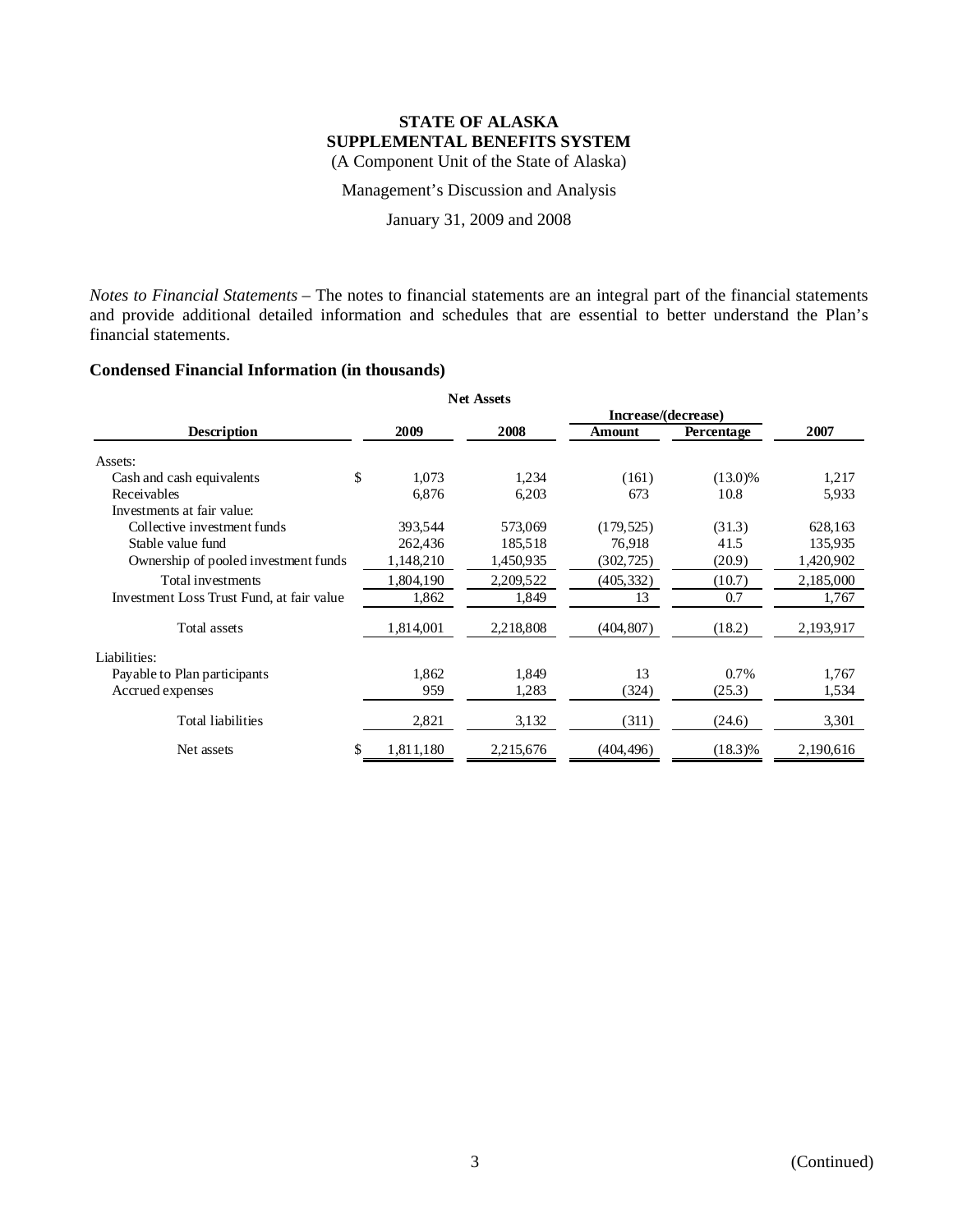**STATE OF ALASKA**
**SUPPLEMENTAL BENEFITS SYSTEM**
(A Component Unit of the State of Alaska)

Management's Discussion and Analysis

January 31, 2009 and 2008

*Notes to Financial Statements* – The notes to financial statements are an integral part of the financial statements and provide additional detailed information and schedules that are essential to better understand the Plan's financial statements.

### Condensed Financial Information (in thousands)

**Net Assets**

| Description | 2009 | 2008 | Increase/(decrease) Amount | Increase/(decrease) Percentage | 2007 |
|---|---|---|---|---|---|
| Assets: | | | | | |
| Cash and cash equivalents | $ 1,073 | 1,234 | (161) | (13.0)% | 1,217 |
| Receivables | 6,876 | 6,203 | 673 | 10.8 | 5,933 |
| Investments at fair value: | | | | | |
| Collective investment funds | 393,544 | 573,069 | (179,525) | (31.3) | 628,163 |
| Stable value fund | 262,436 | 185,518 | 76,918 | 41.5 | 135,935 |
| Ownership of pooled investment funds | 1,148,210 | 1,450,935 | (302,725) | (20.9) | 1,420,902 |
| Total investments | 1,804,190 | 2,209,522 | (405,332) | (10.7) | 2,185,000 |
| Investment Loss Trust Fund, at fair value | 1,862 | 1,849 | 13 | 0.7 | 1,767 |
| Total assets | 1,814,001 | 2,218,808 | (404,807) | (18.2) | 2,193,917 |
| Liabilities: | | | | | |
| Payable to Plan participants | 1,862 | 1,849 | 13 | 0.7% | 1,767 |
| Accrued expenses | 959 | 1,283 | (324) | (25.3) | 1,534 |
| Total liabilities | 2,821 | 3,132 | (311) | (24.6) | 3,301 |
| Net assets | $ 1,811,180 | 2,215,676 | (404,496) | (18.3)% | 2,190,616 |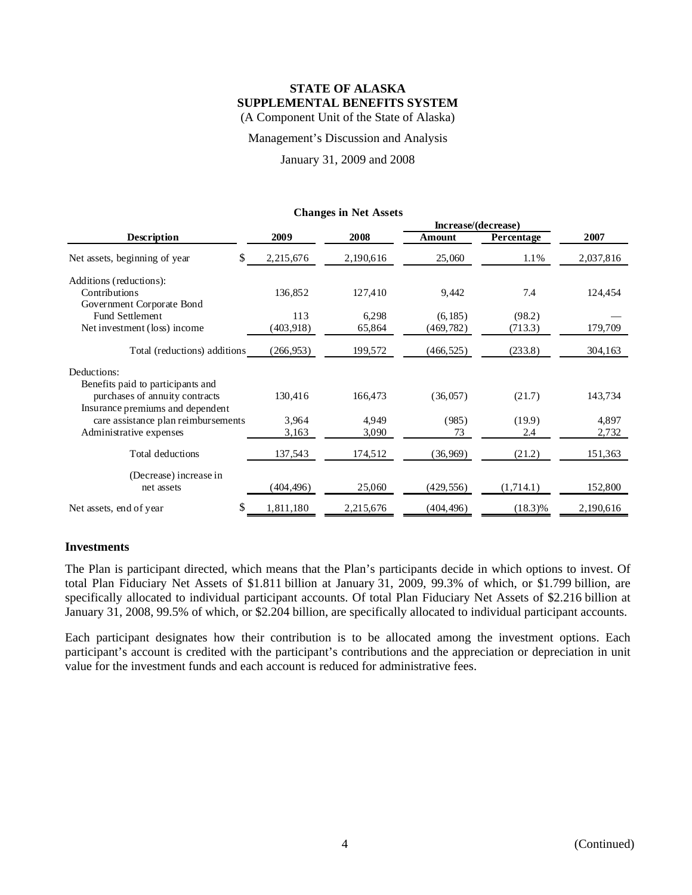# STATE OF ALASKA
## SUPPLEMENTAL BENEFITS SYSTEM

(A Component Unit of the State of Alaska)

Management's Discussion and Analysis

January 31, 2009 and 2008

**Changes in Net Assets**

| Description | 2009 | 2008 | Increase/(decrease) Amount | Increase/(decrease) Percentage | 2007 |
|---|---|---|---|---|---|
| Net assets, beginning of year | $ 2,215,676 | 2,190,616 | 25,060 | 1.1% | 2,037,816 |
| Additions (reductions): | | | | | |
| Contributions | 136,852 | 127,410 | 9,442 | 7.4 | 124,454 |
| Government Corporate Bond Fund Settlement | 113 | 6,298 | (6,185) | (98.2) | — |
| Net investment (loss) income | (403,918) | 65,864 | (469,782) | (713.3) | 179,709 |
| Total (reductions) additions | (266,953) | 199,572 | (466,525) | (233.8) | 304,163 |
| Deductions: | | | | | |
| Benefits paid to participants and purchases of annuity contracts | 130,416 | 166,473 | (36,057) | (21.7) | 143,734 |
| Insurance premiums and dependent care assistance plan reimbursements | 3,964 | 4,949 | (985) | (19.9) | 4,897 |
| Administrative expenses | 3,163 | 3,090 | 73 | 2.4 | 2,732 |
| Total deductions | 137,543 | 174,512 | (36,969) | (21.2) | 151,363 |
| (Decrease) increase in net assets | (404,496) | 25,060 | (429,556) | (1,714.1) | 152,800 |
| Net assets, end of year | $ 1,811,180 | 2,215,676 | (404,496) | (18.3)% | 2,190,616 |

## Investments

The Plan is participant directed, which means that the Plan's participants decide in which options to invest. Of total Plan Fiduciary Net Assets of $1.811 billion at January 31, 2009, 99.3% of which, or $1.799 billion, are specifically allocated to individual participant accounts. Of total Plan Fiduciary Net Assets of $2.216 billion at January 31, 2008, 99.5% of which, or $2.204 billion, are specifically allocated to individual participant accounts.

Each participant designates how their contribution is to be allocated among the investment options. Each participant's account is credited with the participant's contributions and the appreciation or depreciation in unit value for the investment funds and each account is reduced for administrative fees.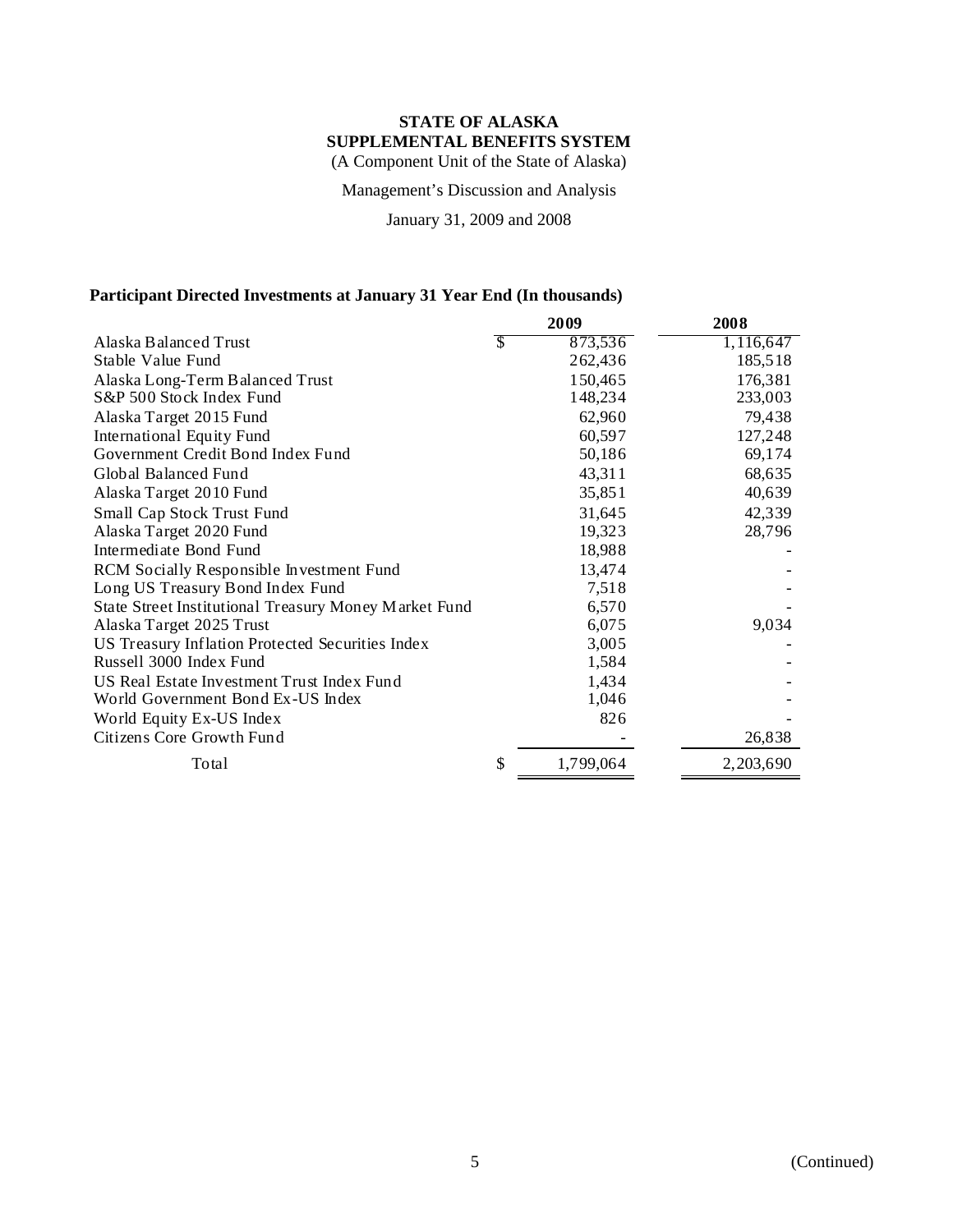**STATE OF ALASKA**
**SUPPLEMENTAL BENEFITS SYSTEM**
(A Component Unit of the State of Alaska)

Management's Discussion and Analysis

January 31, 2009 and 2008

### Participant Directed Investments at January 31 Year End (In thousands)

| | | 2009 | 2008 |
|---|---|---|---|
| Alaska Balanced Trust | $ | 873,536 | 1,116,647 |
| Stable Value Fund | | 262,436 | 185,518 |
| Alaska Long-Term Balanced Trust | | 150,465 | 176,381 |
| S&P 500 Stock Index Fund | | 148,234 | 233,003 |
| Alaska Target 2015 Fund | | 62,960 | 79,438 |
| International Equity Fund | | 60,597 | 127,248 |
| Government Credit Bond Index Fund | | 50,186 | 69,174 |
| Global Balanced Fund | | 43,311 | 68,635 |
| Alaska Target 2010 Fund | | 35,851 | 40,639 |
| Small Cap Stock Trust Fund | | 31,645 | 42,339 |
| Alaska Target 2020 Fund | | 19,323 | 28,796 |
| Intermediate Bond Fund | | 18,988 | - |
| RCM Socially Responsible Investment Fund | | 13,474 | - |
| Long US Treasury Bond Index Fund | | 7,518 | - |
| State Street Institutional Treasury Money Market Fund | | 6,570 | - |
| Alaska Target 2025 Trust | | 6,075 | 9,034 |
| US Treasury Inflation Protected Securities Index | | 3,005 | - |
| Russell 3000 Index Fund | | 1,584 | - |
| US Real Estate Investment Trust Index Fund | | 1,434 | - |
| World Government Bond Ex-US Index | | 1,046 | - |
| World Equity Ex-US Index | | 826 | - |
| Citizens Core Growth Fund | | - | 26,838 |
| Total | $ | 1,799,064 | 2,203,690 |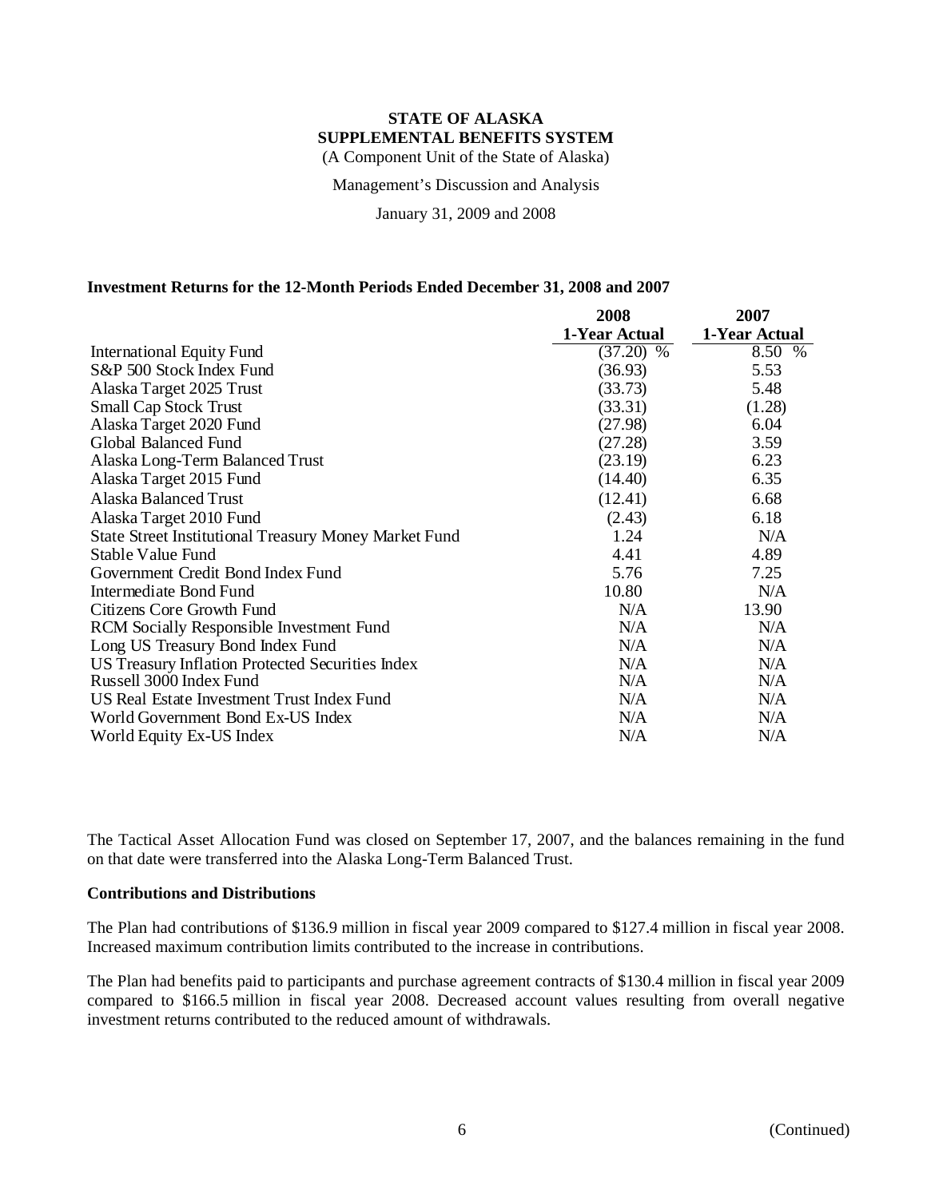**STATE OF ALASKA**
**SUPPLEMENTAL BENEFITS SYSTEM**
(A Component Unit of the State of Alaska)

Management's Discussion and Analysis

January 31, 2009 and 2008

### Investment Returns for the 12-Month Periods Ended December 31, 2008 and 2007

| | 2008 1-Year Actual | 2007 1-Year Actual |
|---|---|---|
| International Equity Fund | (37.20) % | 8.50 % |
| S&P 500 Stock Index Fund | (36.93) | 5.53 |
| Alaska Target 2025 Trust | (33.73) | 5.48 |
| Small Cap Stock Trust | (33.31) | (1.28) |
| Alaska Target 2020 Fund | (27.98) | 6.04 |
| Global Balanced Fund | (27.28) | 3.59 |
| Alaska Long-Term Balanced Trust | (23.19) | 6.23 |
| Alaska Target 2015 Fund | (14.40) | 6.35 |
| Alaska Balanced Trust | (12.41) | 6.68 |
| Alaska Target 2010 Fund | (2.43) | 6.18 |
| State Street Institutional Treasury Money Market Fund | 1.24 | N/A |
| Stable Value Fund | 4.41 | 4.89 |
| Government Credit Bond Index Fund | 5.76 | 7.25 |
| Intermediate Bond Fund | 10.80 | N/A |
| Citizens Core Growth Fund | N/A | 13.90 |
| RCM Socially Responsible Investment Fund | N/A | N/A |
| Long US Treasury Bond Index Fund | N/A | N/A |
| US Treasury Inflation Protected Securities Index | N/A | N/A |
| Russell 3000 Index Fund | N/A | N/A |
| US Real Estate Investment Trust Index Fund | N/A | N/A |
| World Government Bond Ex-US Index | N/A | N/A |
| World Equity Ex-US Index | N/A | N/A |

The Tactical Asset Allocation Fund was closed on September 17, 2007, and the balances remaining in the fund on that date were transferred into the Alaska Long-Term Balanced Trust.

### Contributions and Distributions

The Plan had contributions of $136.9 million in fiscal year 2009 compared to $127.4 million in fiscal year 2008. Increased maximum contribution limits contributed to the increase in contributions.

The Plan had benefits paid to participants and purchase agreement contracts of $130.4 million in fiscal year 2009 compared to $166.5 million in fiscal year 2008. Decreased account values resulting from overall negative investment returns contributed to the reduced amount of withdrawals.

(Continued)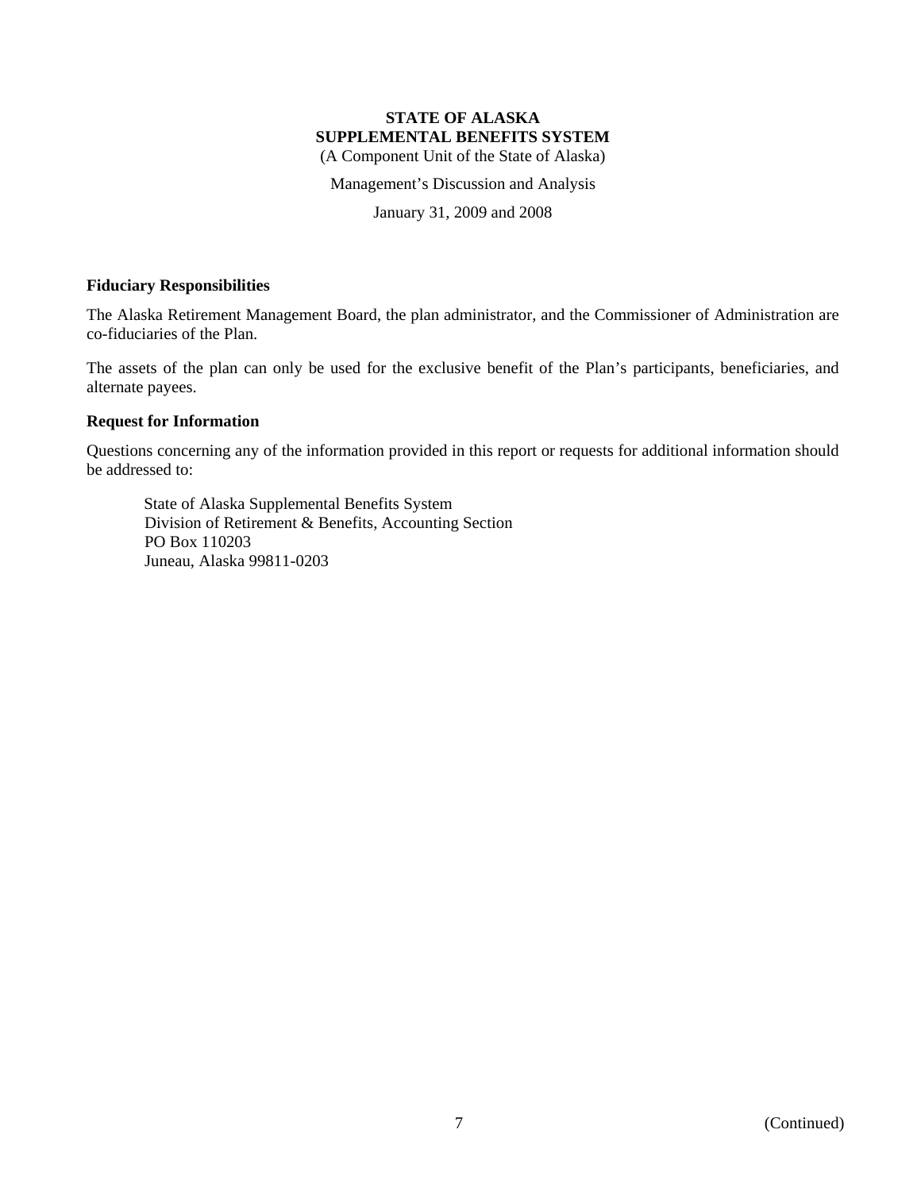### Fiduciary Responsibilities

The Alaska Retirement Management Board, the plan administrator, and the Commissioner of Administration are co-fiduciaries of the Plan.

The assets of the plan can only be used for the exclusive benefit of the Plan's participants, beneficiaries, and alternate payees.

### Request for Information

Questions concerning any of the information provided in this report or requests for additional information should be addressed to:

State of Alaska Supplemental Benefits System
Division of Retirement & Benefits, Accounting Section
PO Box 110203
Juneau, Alaska 99811-0203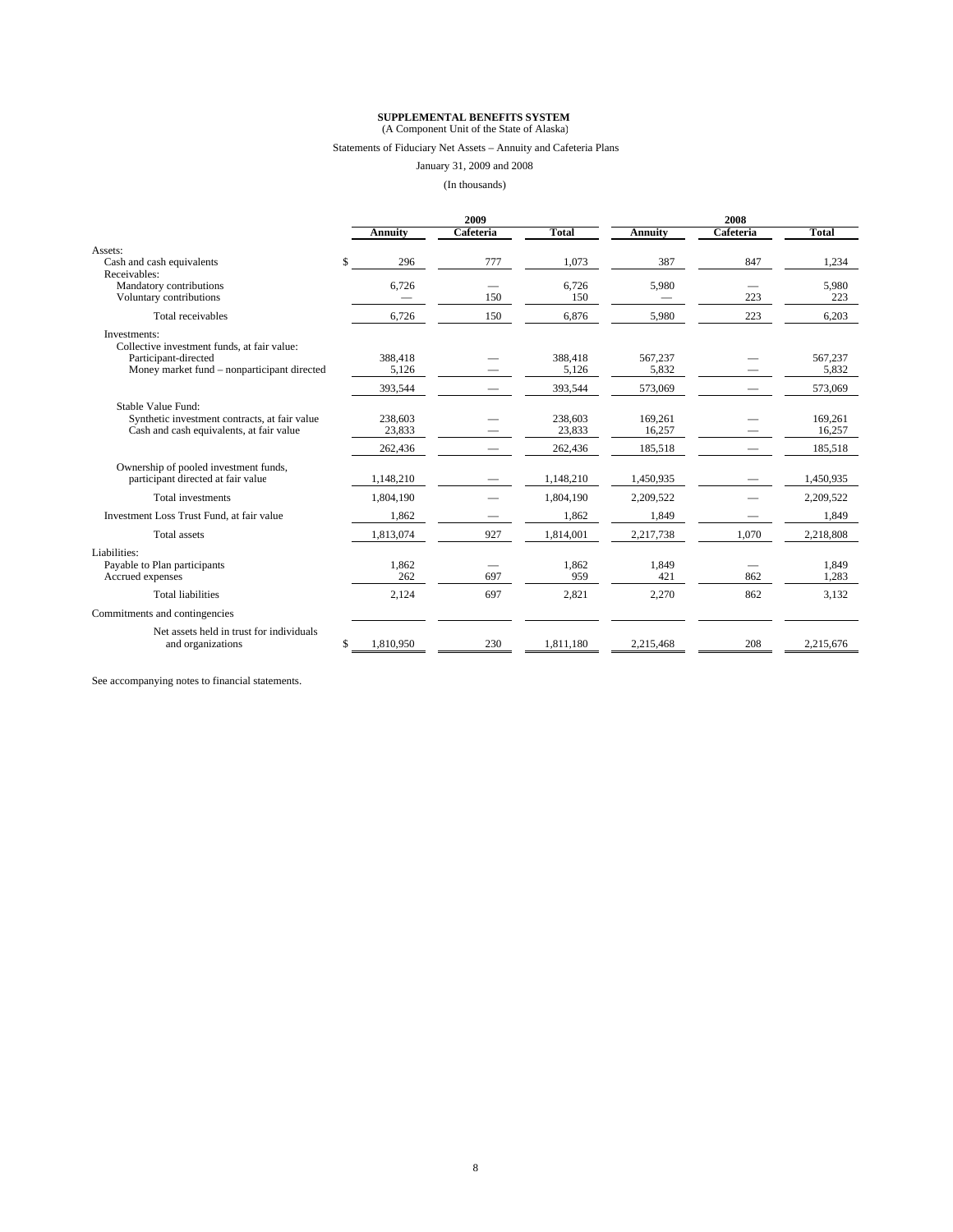**SUPPLEMENTAL BENEFITS SYSTEM**
(A Component Unit of the State of Alaska)

Statements of Fiduciary Net Assets – Annuity and Cafeteria Plans

January 31, 2009 and 2008

(In thousands)

| | 2009 | | | 2008 | | |
|---|---|---|---|---|---|---|
| | Annuity | Cafeteria | Total | Annuity | Cafeteria | Total |
| Assets: | | | | | | |
| Cash and cash equivalents | $ 296 | 777 | 1,073 | 387 | 847 | 1,234 |
| Receivables: | | | | | | |
| Mandatory contributions | 6,726 | — | 6,726 | 5,980 | — | 5,980 |
| Voluntary contributions | — | 150 | 150 | — | 223 | 223 |
| Total receivables | 6,726 | 150 | 6,876 | 5,980 | 223 | 6,203 |
| Investments: | | | | | | |
| Collective investment funds, at fair value: | | | | | | |
| Participant-directed | 388,418 | — | 388,418 | 567,237 | — | 567,237 |
| Money market fund – nonparticipant directed | 5,126 | — | 5,126 | 5,832 | — | 5,832 |
| | 393,544 | — | 393,544 | 573,069 | — | 573,069 |
| Stable Value Fund: | | | | | | |
| Synthetic investment contracts, at fair value | 238,603 | — | 238,603 | 169,261 | — | 169,261 |
| Cash and cash equivalents, at fair value | 23,833 | — | 23,833 | 16,257 | — | 16,257 |
| | 262,436 | — | 262,436 | 185,518 | — | 185,518 |
| Ownership of pooled investment funds, participant directed at fair value | 1,148,210 | — | 1,148,210 | 1,450,935 | — | 1,450,935 |
| Total investments | 1,804,190 | — | 1,804,190 | 2,209,522 | — | 2,209,522 |
| Investment Loss Trust Fund, at fair value | 1,862 | — | 1,862 | 1,849 | — | 1,849 |
| Total assets | 1,813,074 | 927 | 1,814,001 | 2,217,738 | 1,070 | 2,218,808 |
| Liabilities: | | | | | | |
| Payable to Plan participants | 1,862 | — | 1,862 | 1,849 | — | 1,849 |
| Accrued expenses | 262 | 697 | 959 | 421 | 862 | 1,283 |
| Total liabilities | 2,124 | 697 | 2,821 | 2,270 | 862 | 3,132 |
| Commitments and contingencies | | | | | | |
| Net assets held in trust for individuals and organizations | $ 1,810,950 | 230 | 1,811,180 | 2,215,468 | 208 | 2,215,676 |

See accompanying notes to financial statements.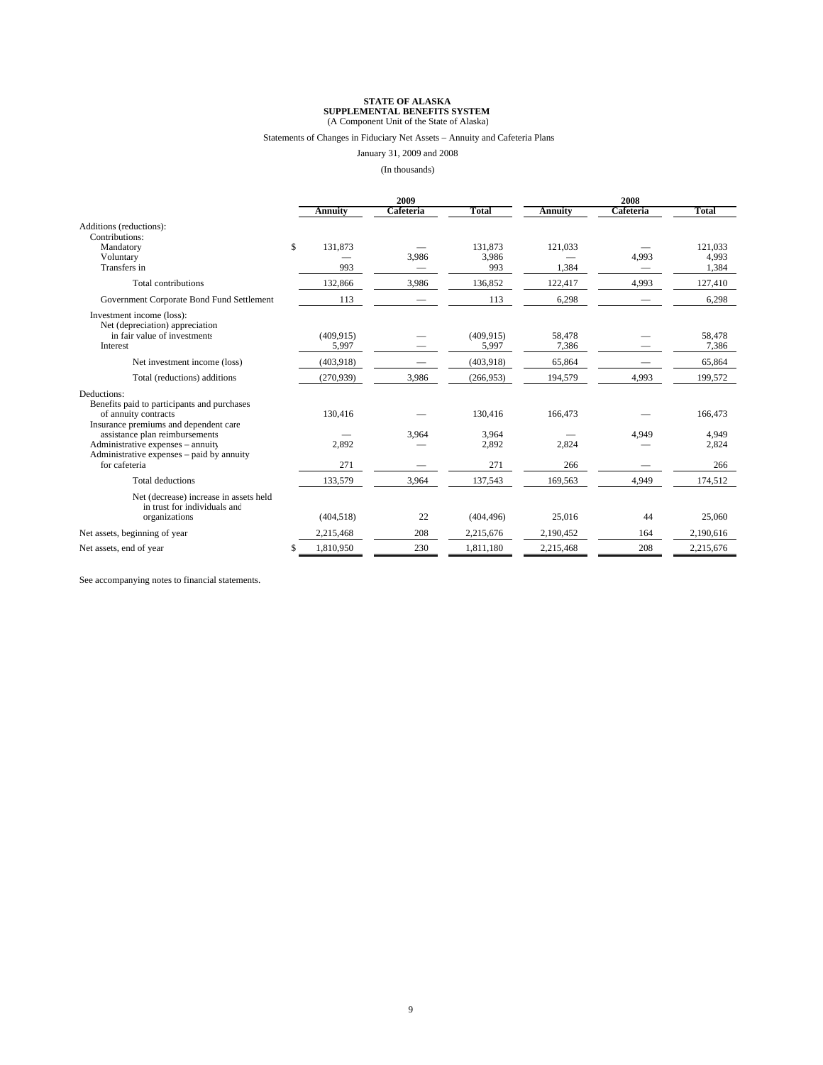**STATE OF ALASKA**
**SUPPLEMENTAL BENEFITS SYSTEM**
(A Component Unit of the State of Alaska)

Statements of Changes in Fiduciary Net Assets – Annuity and Cafeteria Plans

January 31, 2009 and 2008

(In thousands)

| | 2009 | | | 2008 | | |
|---|---|---|---|---|---|---|
| | Annuity | Cafeteria | Total | Annuity | Cafeteria | Total |
| Additions (reductions): | | | | | | |
| Contributions: | | | | | | |
| Mandatory | $ 131,873 | — | 131,873 | 121,033 | — | 121,033 |
| Voluntary | — | 3,986 | 3,986 | — | 4,993 | 4,993 |
| Transfers in | 993 | — | 993 | 1,384 | — | 1,384 |
| Total contributions | 132,866 | 3,986 | 136,852 | 122,417 | 4,993 | 127,410 |
| Government Corporate Bond Fund Settlement | 113 | — | 113 | 6,298 | — | 6,298 |
| Investment income (loss): | | | | | | |
| Net (depreciation) appreciation in fair value of investments | (409,915) | — | (409,915) | 58,478 | — | 58,478 |
| Interest | 5,997 | — | 5,997 | 7,386 | — | 7,386 |
| Net investment income (loss) | (403,918) | — | (403,918) | 65,864 | — | 65,864 |
| Total (reductions) additions | (270,939) | 3,986 | (266,953) | 194,579 | 4,993 | 199,572 |
| Deductions: | | | | | | |
| Benefits paid to participants and purchases of annuity contracts | 130,416 | — | 130,416 | 166,473 | — | 166,473 |
| Insurance premiums and dependent care assistance plan reimbursements | — | 3,964 | 3,964 | — | 4,949 | 4,949 |
| Administrative expenses – annuity | 2,892 | — | 2,892 | 2,824 | — | 2,824 |
| Administrative expenses – paid by annuity for cafeteria | 271 | — | 271 | 266 | — | 266 |
| Total deductions | 133,579 | 3,964 | 137,543 | 169,563 | 4,949 | 174,512 |
| Net (decrease) increase in assets held in trust for individuals and organizations | (404,518) | 22 | (404,496) | 25,016 | 44 | 25,060 |
| Net assets, beginning of year | 2,215,468 | 208 | 2,215,676 | 2,190,452 | 164 | 2,190,616 |
| Net assets, end of year | $ 1,810,950 | 230 | 1,811,180 | 2,215,468 | 208 | 2,215,676 |

See accompanying notes to financial statements.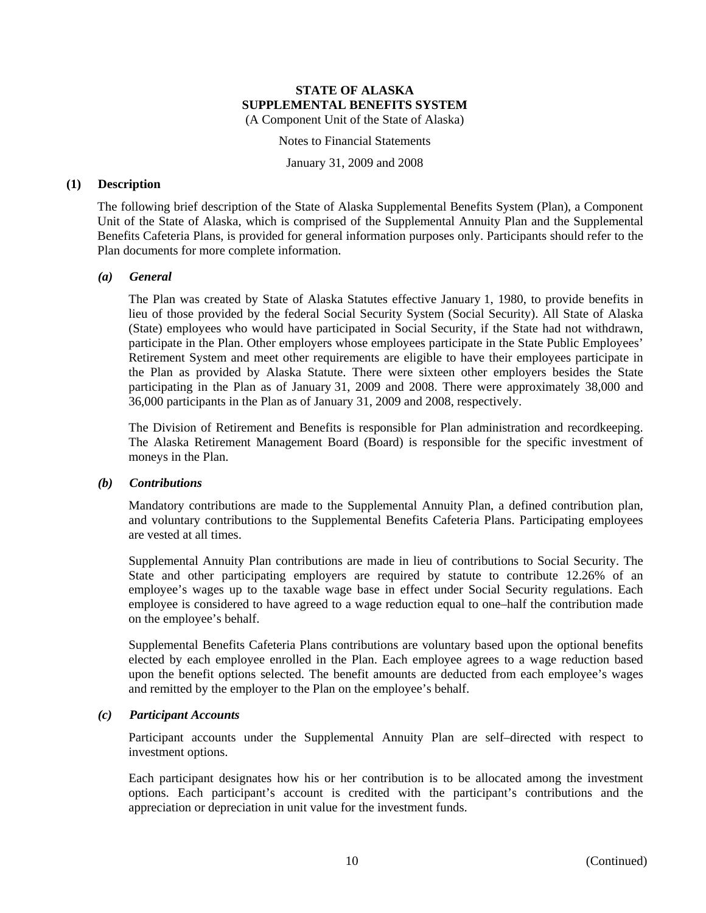# STATE OF ALASKA
## SUPPLEMENTAL BENEFITS SYSTEM

(A Component Unit of the State of Alaska)

Notes to Financial Statements

January 31, 2009 and 2008

## (1) Description

The following brief description of the State of Alaska Supplemental Benefits System (Plan), a Component Unit of the State of Alaska, which is comprised of the Supplemental Annuity Plan and the Supplemental Benefits Cafeteria Plans, is provided for general information purposes only. Participants should refer to the Plan documents for more complete information.

### *(a) General*

The Plan was created by State of Alaska Statutes effective January 1, 1980, to provide benefits in lieu of those provided by the federal Social Security System (Social Security). All State of Alaska (State) employees who would have participated in Social Security, if the State had not withdrawn, participate in the Plan. Other employers whose employees participate in the State Public Employees' Retirement System and meet other requirements are eligible to have their employees participate in the Plan as provided by Alaska Statute. There were sixteen other employers besides the State participating in the Plan as of January 31, 2009 and 2008. There were approximately 38,000 and 36,000 participants in the Plan as of January 31, 2009 and 2008, respectively.

The Division of Retirement and Benefits is responsible for Plan administration and recordkeeping. The Alaska Retirement Management Board (Board) is responsible for the specific investment of moneys in the Plan.

### *(b) Contributions*

Mandatory contributions are made to the Supplemental Annuity Plan, a defined contribution plan, and voluntary contributions to the Supplemental Benefits Cafeteria Plans. Participating employees are vested at all times.

Supplemental Annuity Plan contributions are made in lieu of contributions to Social Security. The State and other participating employers are required by statute to contribute 12.26% of an employee's wages up to the taxable wage base in effect under Social Security regulations. Each employee is considered to have agreed to a wage reduction equal to one–half the contribution made on the employee's behalf.

Supplemental Benefits Cafeteria Plans contributions are voluntary based upon the optional benefits elected by each employee enrolled in the Plan. Each employee agrees to a wage reduction based upon the benefit options selected. The benefit amounts are deducted from each employee's wages and remitted by the employer to the Plan on the employee's behalf.

### *(c) Participant Accounts*

Participant accounts under the Supplemental Annuity Plan are self–directed with respect to investment options.

Each participant designates how his or her contribution is to be allocated among the investment options. Each participant's account is credited with the participant's contributions and the appreciation or depreciation in unit value for the investment funds.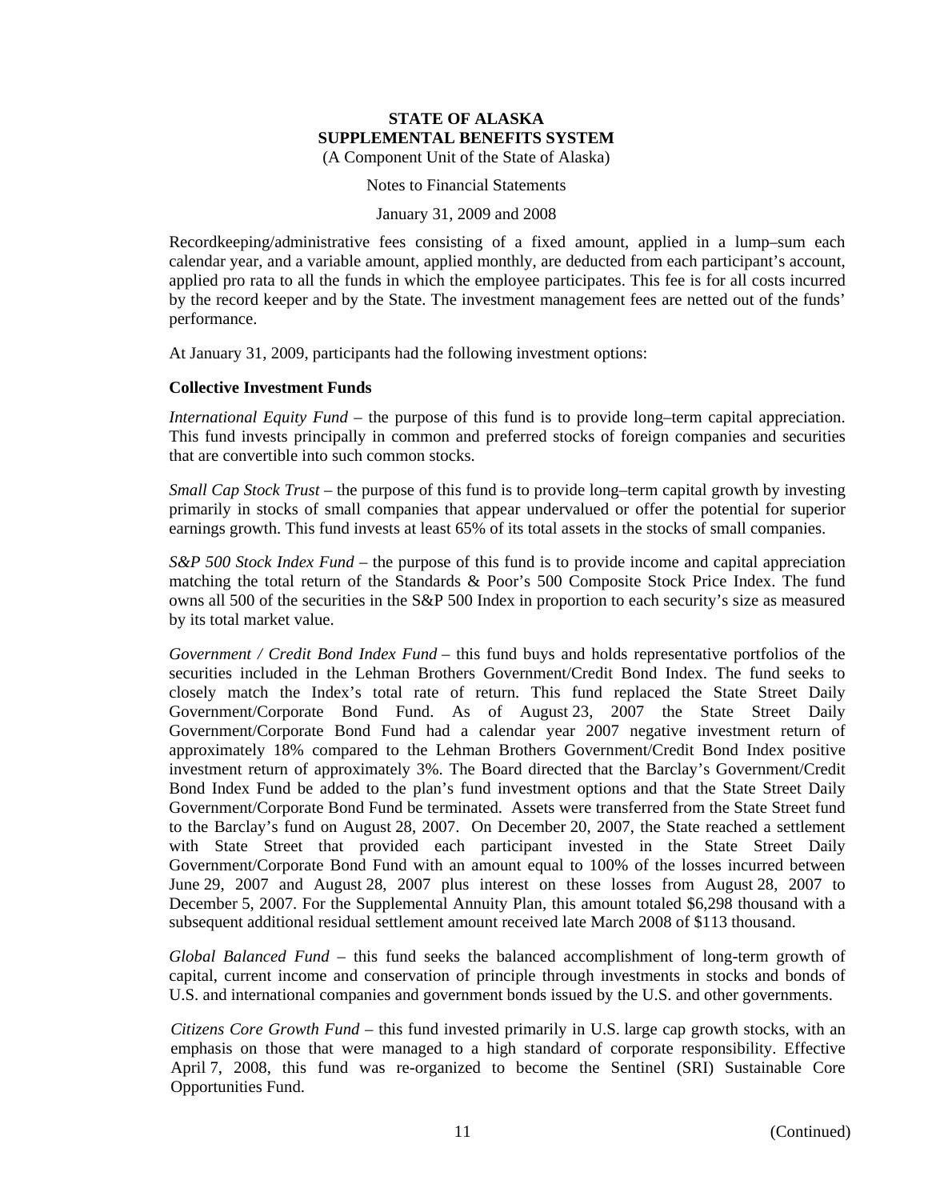Recordkeeping/administrative fees consisting of a fixed amount, applied in a lump–sum each calendar year, and a variable amount, applied monthly, are deducted from each participant's account, applied pro rata to all the funds in which the employee participates. This fee is for all costs incurred by the record keeper and by the State. The investment management fees are netted out of the funds' performance.

At January 31, 2009, participants had the following investment options:

**Collective Investment Funds**

*International Equity Fund* – the purpose of this fund is to provide long–term capital appreciation. This fund invests principally in common and preferred stocks of foreign companies and securities that are convertible into such common stocks.

*Small Cap Stock Trust* – the purpose of this fund is to provide long–term capital growth by investing primarily in stocks of small companies that appear undervalued or offer the potential for superior earnings growth. This fund invests at least 65% of its total assets in the stocks of small companies.

*S&P 500 Stock Index Fund* – the purpose of this fund is to provide income and capital appreciation matching the total return of the Standards & Poor's 500 Composite Stock Price Index. The fund owns all 500 of the securities in the S&P 500 Index in proportion to each security's size as measured by its total market value.

*Government / Credit Bond Index Fund* – this fund buys and holds representative portfolios of the securities included in the Lehman Brothers Government/Credit Bond Index. The fund seeks to closely match the Index's total rate of return. This fund replaced the State Street Daily Government/Corporate Bond Fund. As of August 23, 2007 the State Street Daily Government/Corporate Bond Fund had a calendar year 2007 negative investment return of approximately 18% compared to the Lehman Brothers Government/Credit Bond Index positive investment return of approximately 3%. The Board directed that the Barclay's Government/Credit Bond Index Fund be added to the plan's fund investment options and that the State Street Daily Government/Corporate Bond Fund be terminated. Assets were transferred from the State Street fund to the Barclay's fund on August 28, 2007. On December 20, 2007, the State reached a settlement with State Street that provided each participant invested in the State Street Daily Government/Corporate Bond Fund with an amount equal to 100% of the losses incurred between June 29, 2007 and August 28, 2007 plus interest on these losses from August 28, 2007 to December 5, 2007. For the Supplemental Annuity Plan, this amount totaled $6,298 thousand with a subsequent additional residual settlement amount received late March 2008 of $113 thousand.

*Global Balanced Fund* – this fund seeks the balanced accomplishment of long-term growth of capital, current income and conservation of principle through investments in stocks and bonds of U.S. and international companies and government bonds issued by the U.S. and other governments.

*Citizens Core Growth Fund* – this fund invested primarily in U.S. large cap growth stocks, with an emphasis on those that were managed to a high standard of corporate responsibility. Effective April 7, 2008, this fund was re-organized to become the Sentinel (SRI) Sustainable Core Opportunities Fund.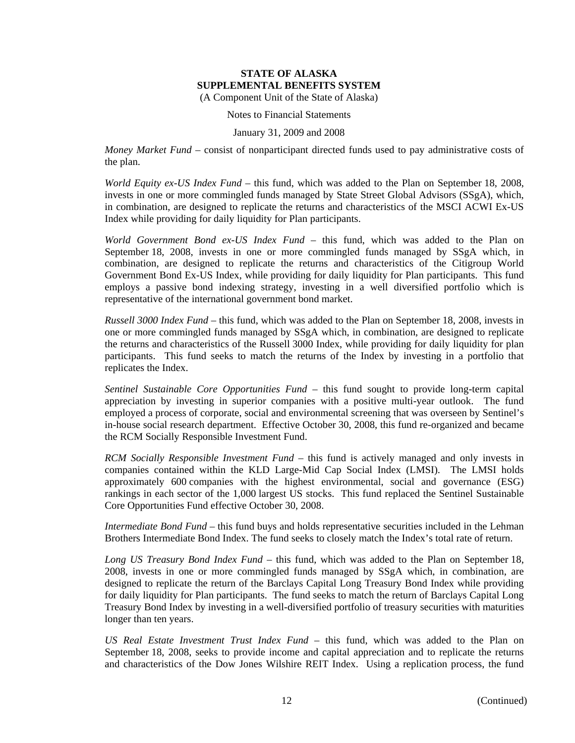*Money Market Fund* – consist of nonparticipant directed funds used to pay administrative costs of the plan.

*World Equity ex-US Index Fund* – this fund, which was added to the Plan on September 18, 2008, invests in one or more commingled funds managed by State Street Global Advisors (SSgA), which, in combination, are designed to replicate the returns and characteristics of the MSCI ACWI Ex-US Index while providing for daily liquidity for Plan participants.

*World Government Bond ex-US Index Fund* – this fund, which was added to the Plan on September 18, 2008, invests in one or more commingled funds managed by SSgA which, in combination, are designed to replicate the returns and characteristics of the Citigroup World Government Bond Ex-US Index, while providing for daily liquidity for Plan participants. This fund employs a passive bond indexing strategy, investing in a well diversified portfolio which is representative of the international government bond market.

*Russell 3000 Index Fund* – this fund, which was added to the Plan on September 18, 2008, invests in one or more commingled funds managed by SSgA which, in combination, are designed to replicate the returns and characteristics of the Russell 3000 Index, while providing for daily liquidity for plan participants. This fund seeks to match the returns of the Index by investing in a portfolio that replicates the Index.

*Sentinel Sustainable Core Opportunities Fund* – this fund sought to provide long-term capital appreciation by investing in superior companies with a positive multi-year outlook. The fund employed a process of corporate, social and environmental screening that was overseen by Sentinel's in-house social research department. Effective October 30, 2008, this fund re-organized and became the RCM Socially Responsible Investment Fund.

*RCM Socially Responsible Investment Fund* – this fund is actively managed and only invests in companies contained within the KLD Large-Mid Cap Social Index (LMSI). The LMSI holds approximately 600 companies with the highest environmental, social and governance (ESG) rankings in each sector of the 1,000 largest US stocks. This fund replaced the Sentinel Sustainable Core Opportunities Fund effective October 30, 2008.

*Intermediate Bond Fund* – this fund buys and holds representative securities included in the Lehman Brothers Intermediate Bond Index. The fund seeks to closely match the Index's total rate of return.

*Long US Treasury Bond Index Fund* – this fund, which was added to the Plan on September 18, 2008, invests in one or more commingled funds managed by SSgA which, in combination, are designed to replicate the return of the Barclays Capital Long Treasury Bond Index while providing for daily liquidity for Plan participants. The fund seeks to match the return of Barclays Capital Long Treasury Bond Index by investing in a well-diversified portfolio of treasury securities with maturities longer than ten years.

*US Real Estate Investment Trust Index Fund* – this fund, which was added to the Plan on September 18, 2008, seeks to provide income and capital appreciation and to replicate the returns and characteristics of the Dow Jones Wilshire REIT Index. Using a replication process, the fund

(Continued)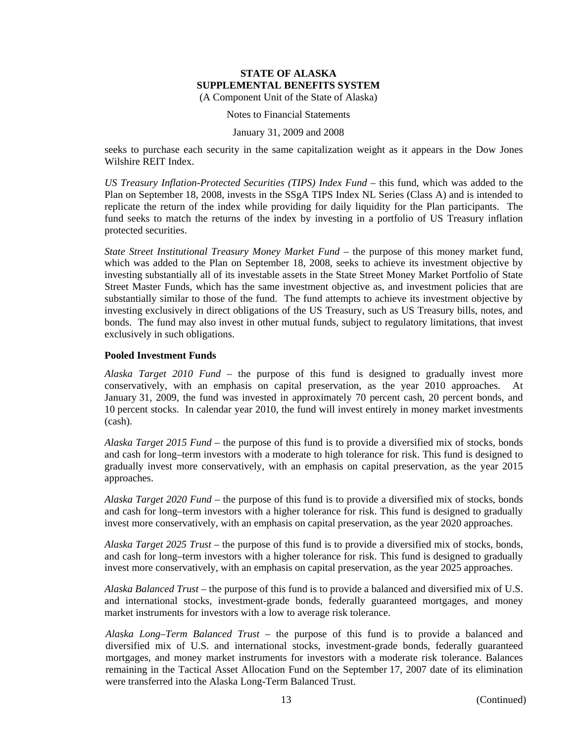seeks to purchase each security in the same capitalization weight as it appears in the Dow Jones Wilshire REIT Index.

*US Treasury Inflation-Protected Securities (TIPS) Index Fund* – this fund, which was added to the Plan on September 18, 2008, invests in the SSgA TIPS Index NL Series (Class A) and is intended to replicate the return of the index while providing for daily liquidity for the Plan participants. The fund seeks to match the returns of the index by investing in a portfolio of US Treasury inflation protected securities.

*State Street Institutional Treasury Money Market Fund* – the purpose of this money market fund, which was added to the Plan on September 18, 2008, seeks to achieve its investment objective by investing substantially all of its investable assets in the State Street Money Market Portfolio of State Street Master Funds, which has the same investment objective as, and investment policies that are substantially similar to those of the fund. The fund attempts to achieve its investment objective by investing exclusively in direct obligations of the US Treasury, such as US Treasury bills, notes, and bonds. The fund may also invest in other mutual funds, subject to regulatory limitations, that invest exclusively in such obligations.

**Pooled Investment Funds**

*Alaska Target 2010 Fund* – the purpose of this fund is designed to gradually invest more conservatively, with an emphasis on capital preservation, as the year 2010 approaches. At January 31, 2009, the fund was invested in approximately 70 percent cash, 20 percent bonds, and 10 percent stocks. In calendar year 2010, the fund will invest entirely in money market investments (cash).

*Alaska Target 2015 Fund* – the purpose of this fund is to provide a diversified mix of stocks, bonds and cash for long–term investors with a moderate to high tolerance for risk. This fund is designed to gradually invest more conservatively, with an emphasis on capital preservation, as the year 2015 approaches.

*Alaska Target 2020 Fund* – the purpose of this fund is to provide a diversified mix of stocks, bonds and cash for long–term investors with a higher tolerance for risk. This fund is designed to gradually invest more conservatively, with an emphasis on capital preservation, as the year 2020 approaches.

*Alaska Target 2025 Trust* – the purpose of this fund is to provide a diversified mix of stocks, bonds, and cash for long–term investors with a higher tolerance for risk. This fund is designed to gradually invest more conservatively, with an emphasis on capital preservation, as the year 2025 approaches.

*Alaska Balanced Trust* – the purpose of this fund is to provide a balanced and diversified mix of U.S. and international stocks, investment-grade bonds, federally guaranteed mortgages, and money market instruments for investors with a low to average risk tolerance.

*Alaska Long–Term Balanced Trust* – the purpose of this fund is to provide a balanced and diversified mix of U.S. and international stocks, investment-grade bonds, federally guaranteed mortgages, and money market instruments for investors with a moderate risk tolerance. Balances remaining in the Tactical Asset Allocation Fund on the September 17, 2007 date of its elimination were transferred into the Alaska Long-Term Balanced Trust.

(Continued)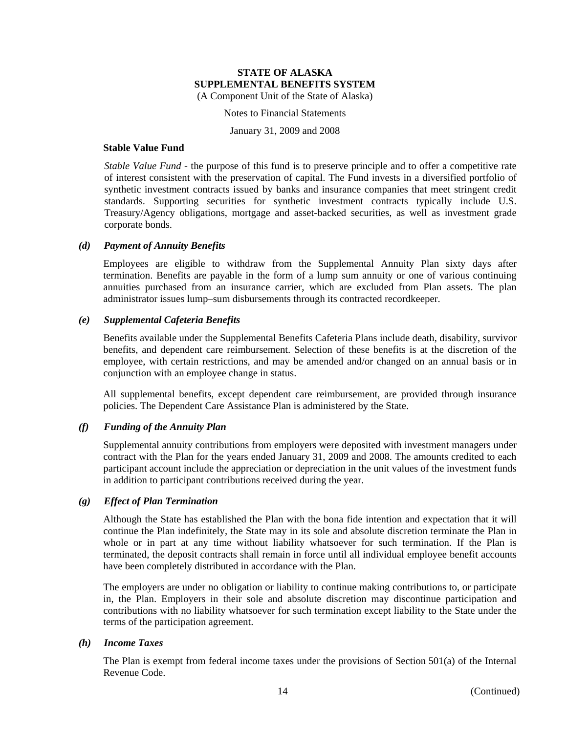#### Stable Value Fund

*Stable Value Fund* - the purpose of this fund is to preserve principle and to offer a competitive rate of interest consistent with the preservation of capital. The Fund invests in a diversified portfolio of synthetic investment contracts issued by banks and insurance companies that meet stringent credit standards. Supporting securities for synthetic investment contracts typically include U.S. Treasury/Agency obligations, mortgage and asset-backed securities, as well as investment grade corporate bonds.

### *(d) Payment of Annuity Benefits*

Employees are eligible to withdraw from the Supplemental Annuity Plan sixty days after termination. Benefits are payable in the form of a lump sum annuity or one of various continuing annuities purchased from an insurance carrier, which are excluded from Plan assets. The plan administrator issues lump–sum disbursements through its contracted recordkeeper.

### *(e) Supplemental Cafeteria Benefits*

Benefits available under the Supplemental Benefits Cafeteria Plans include death, disability, survivor benefits, and dependent care reimbursement. Selection of these benefits is at the discretion of the employee, with certain restrictions, and may be amended and/or changed on an annual basis or in conjunction with an employee change in status.

All supplemental benefits, except dependent care reimbursement, are provided through insurance policies. The Dependent Care Assistance Plan is administered by the State.

### *(f) Funding of the Annuity Plan*

Supplemental annuity contributions from employers were deposited with investment managers under contract with the Plan for the years ended January 31, 2009 and 2008. The amounts credited to each participant account include the appreciation or depreciation in the unit values of the investment funds in addition to participant contributions received during the year.

### *(g) Effect of Plan Termination*

Although the State has established the Plan with the bona fide intention and expectation that it will continue the Plan indefinitely, the State may in its sole and absolute discretion terminate the Plan in whole or in part at any time without liability whatsoever for such termination. If the Plan is terminated, the deposit contracts shall remain in force until all individual employee benefit accounts have been completely distributed in accordance with the Plan.

The employers are under no obligation or liability to continue making contributions to, or participate in, the Plan. Employers in their sole and absolute discretion may discontinue participation and contributions with no liability whatsoever for such termination except liability to the State under the terms of the participation agreement.

### *(h) Income Taxes*

The Plan is exempt from federal income taxes under the provisions of Section 501(a) of the Internal Revenue Code.

(Continued)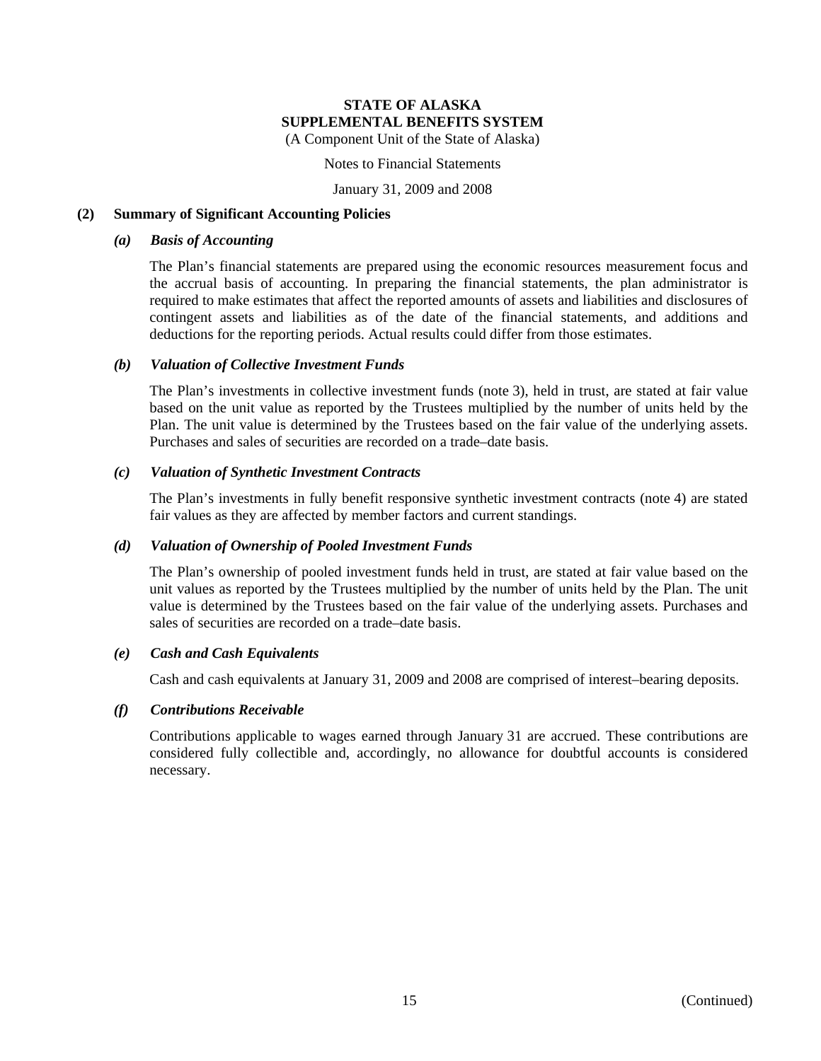# STATE OF ALASKA
# SUPPLEMENTAL BENEFITS SYSTEM

(A Component Unit of the State of Alaska)

Notes to Financial Statements

January 31, 2009 and 2008

## (2) Summary of Significant Accounting Policies

### *(a) Basis of Accounting*

The Plan's financial statements are prepared using the economic resources measurement focus and the accrual basis of accounting. In preparing the financial statements, the plan administrator is required to make estimates that affect the reported amounts of assets and liabilities and disclosures of contingent assets and liabilities as of the date of the financial statements, and additions and deductions for the reporting periods. Actual results could differ from those estimates.

### *(b) Valuation of Collective Investment Funds*

The Plan's investments in collective investment funds (note 3), held in trust, are stated at fair value based on the unit value as reported by the Trustees multiplied by the number of units held by the Plan. The unit value is determined by the Trustees based on the fair value of the underlying assets. Purchases and sales of securities are recorded on a trade–date basis.

### *(c) Valuation of Synthetic Investment Contracts*

The Plan's investments in fully benefit responsive synthetic investment contracts (note 4) are stated fair values as they are affected by member factors and current standings.

### *(d) Valuation of Ownership of Pooled Investment Funds*

The Plan's ownership of pooled investment funds held in trust, are stated at fair value based on the unit values as reported by the Trustees multiplied by the number of units held by the Plan. The unit value is determined by the Trustees based on the fair value of the underlying assets. Purchases and sales of securities are recorded on a trade–date basis.

### *(e) Cash and Cash Equivalents*

Cash and cash equivalents at January 31, 2009 and 2008 are comprised of interest–bearing deposits.

### *(f) Contributions Receivable*

Contributions applicable to wages earned through January 31 are accrued. These contributions are considered fully collectible and, accordingly, no allowance for doubtful accounts is considered necessary.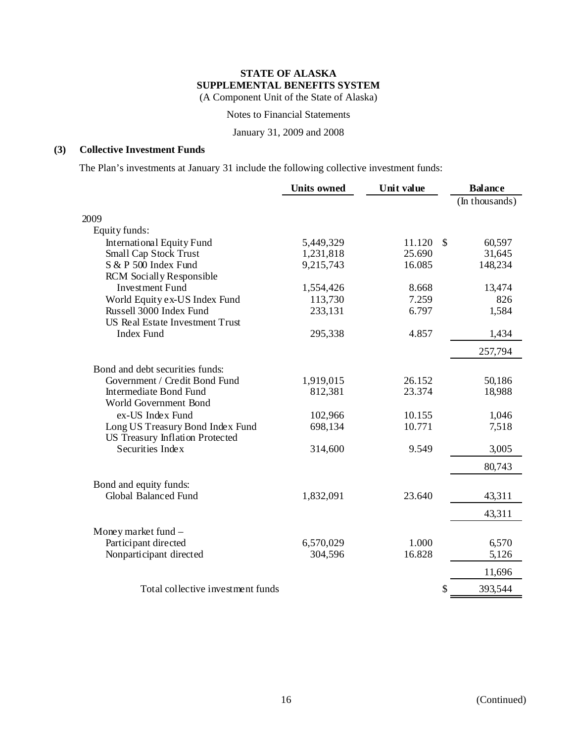**STATE OF ALASKA**
**SUPPLEMENTAL BENEFITS SYSTEM**
(A Component Unit of the State of Alaska)

Notes to Financial Statements

January 31, 2009 and 2008

## (3) Collective Investment Funds

The Plan's investments at January 31 include the following collective investment funds:

| | Units owned | Unit value | Balance (In thousands) |
|---|---|---|---|
| 2009 | | | |
| Equity funds: | | | |
| International Equity Fund | 5,449,329 | 11.120 | $ 60,597 |
| Small Cap Stock Trust | 1,231,818 | 25.690 | 31,645 |
| S & P 500 Index Fund | 9,215,743 | 16.085 | 148,234 |
| RCM Socially Responsible Investment Fund | 1,554,426 | 8.668 | 13,474 |
| World Equity ex-US Index Fund | 113,730 | 7.259 | 826 |
| Russell 3000 Index Fund | 233,131 | 6.797 | 1,584 |
| US Real Estate Investment Trust Index Fund | 295,338 | 4.857 | 1,434 |
| | | | 257,794 |
| Bond and debt securities funds: | | | |
| Government / Credit Bond Fund | 1,919,015 | 26.152 | 50,186 |
| Intermediate Bond Fund | 812,381 | 23.374 | 18,988 |
| World Government Bond ex-US Index Fund | 102,966 | 10.155 | 1,046 |
| Long US Treasury Bond Index Fund | 698,134 | 10.771 | 7,518 |
| US Treasury Inflation Protected Securities Index | 314,600 | 9.549 | 3,005 |
| | | | 80,743 |
| Bond and equity funds: | | | |
| Global Balanced Fund | 1,832,091 | 23.640 | 43,311 |
| | | | 43,311 |
| Money market fund – | | | |
| Participant directed | 6,570,029 | 1.000 | 6,570 |
| Nonparticipant directed | 304,596 | 16.828 | 5,126 |
| | | | 11,696 |
| Total collective investment funds | | | $ 393,544 |

(Continued)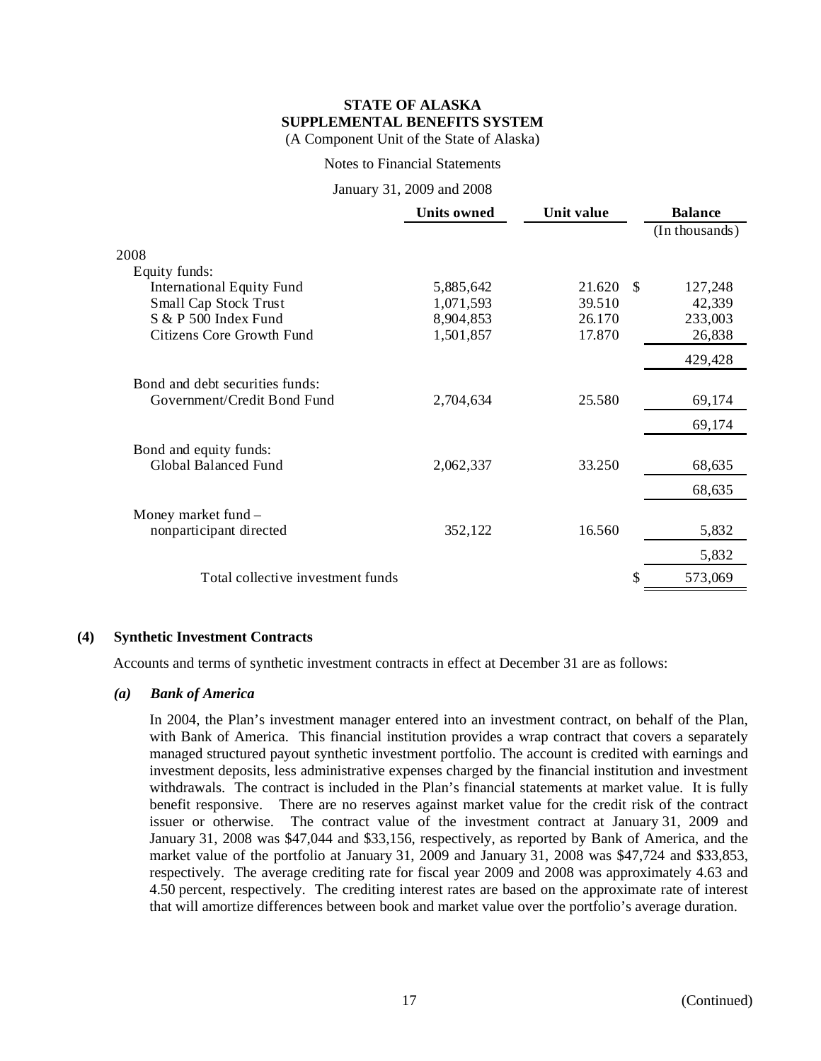**STATE OF ALASKA**
**SUPPLEMENTAL BENEFITS SYSTEM**
(A Component Unit of the State of Alaska)

Notes to Financial Statements

January 31, 2009 and 2008

| | Units owned | Unit value | Balance (In thousands) |
|---|---|---|---|
| 2008 | | | |
| Equity funds: | | | |
| International Equity Fund | 5,885,642 | 21.620 | $ 127,248 |
| Small Cap Stock Trust | 1,071,593 | 39.510 | 42,339 |
| S & P 500 Index Fund | 8,904,853 | 26.170 | 233,003 |
| Citizens Core Growth Fund | 1,501,857 | 17.870 | 26,838 |
| | | | 429,428 |
| Bond and debt securities funds: | | | |
| Government/Credit Bond Fund | 2,704,634 | 25.580 | 69,174 |
| | | | 69,174 |
| Bond and equity funds: | | | |
| Global Balanced Fund | 2,062,337 | 33.250 | 68,635 |
| | | | 68,635 |
| Money market fund – nonparticipant directed | 352,122 | 16.560 | 5,832 |
| | | | 5,832 |
| Total collective investment funds | | | $ 573,069 |

## (4) Synthetic Investment Contracts

Accounts and terms of synthetic investment contracts in effect at December 31 are as follows:

### *(a) Bank of America*

In 2004, the Plan's investment manager entered into an investment contract, on behalf of the Plan, with Bank of America. This financial institution provides a wrap contract that covers a separately managed structured payout synthetic investment portfolio. The account is credited with earnings and investment deposits, less administrative expenses charged by the financial institution and investment withdrawals. The contract is included in the Plan's financial statements at market value. It is fully benefit responsive. There are no reserves against market value for the credit risk of the contract issuer or otherwise. The contract value of the investment contract at January 31, 2009 and January 31, 2008 was $47,044 and $33,156, respectively, as reported by Bank of America, and the market value of the portfolio at January 31, 2009 and January 31, 2008 was $47,724 and $33,853, respectively. The average crediting rate for fiscal year 2009 and 2008 was approximately 4.63 and 4.50 percent, respectively. The crediting interest rates are based on the approximate rate of interest that will amortize differences between book and market value over the portfolio's average duration.

(Continued)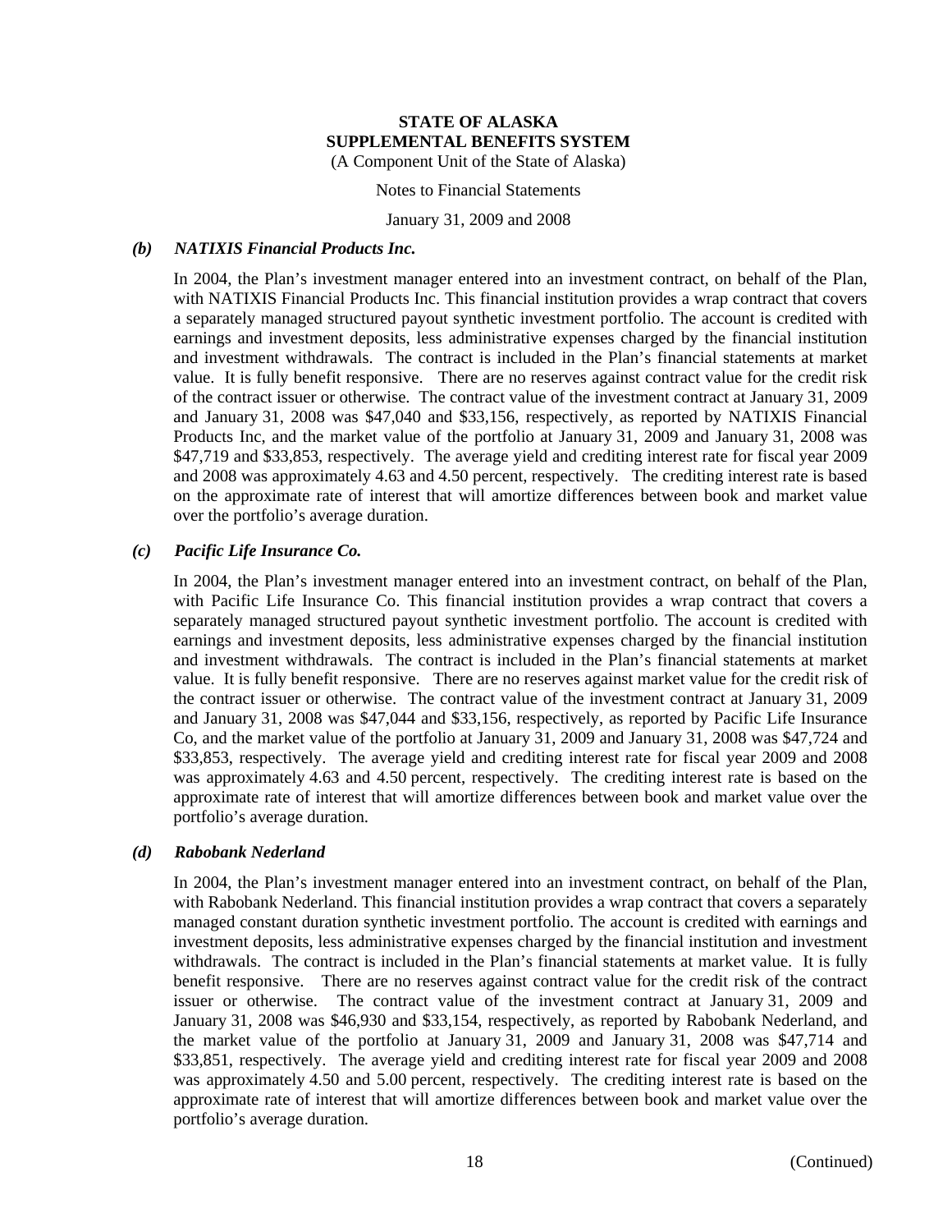### *(b) NATIXIS Financial Products Inc.*

In 2004, the Plan's investment manager entered into an investment contract, on behalf of the Plan, with NATIXIS Financial Products Inc. This financial institution provides a wrap contract that covers a separately managed structured payout synthetic investment portfolio. The account is credited with earnings and investment deposits, less administrative expenses charged by the financial institution and investment withdrawals. The contract is included in the Plan's financial statements at market value. It is fully benefit responsive. There are no reserves against contract value for the credit risk of the contract issuer or otherwise. The contract value of the investment contract at January 31, 2009 and January 31, 2008 was $47,040 and $33,156, respectively, as reported by NATIXIS Financial Products Inc, and the market value of the portfolio at January 31, 2009 and January 31, 2008 was $47,719 and $33,853, respectively. The average yield and crediting interest rate for fiscal year 2009 and 2008 was approximately 4.63 and 4.50 percent, respectively. The crediting interest rate is based on the approximate rate of interest that will amortize differences between book and market value over the portfolio's average duration.

### *(c) Pacific Life Insurance Co.*

In 2004, the Plan's investment manager entered into an investment contract, on behalf of the Plan, with Pacific Life Insurance Co. This financial institution provides a wrap contract that covers a separately managed structured payout synthetic investment portfolio. The account is credited with earnings and investment deposits, less administrative expenses charged by the financial institution and investment withdrawals. The contract is included in the Plan's financial statements at market value. It is fully benefit responsive. There are no reserves against market value for the credit risk of the contract issuer or otherwise. The contract value of the investment contract at January 31, 2009 and January 31, 2008 was $47,044 and $33,156, respectively, as reported by Pacific Life Insurance Co, and the market value of the portfolio at January 31, 2009 and January 31, 2008 was $47,724 and $33,853, respectively. The average yield and crediting interest rate for fiscal year 2009 and 2008 was approximately 4.63 and 4.50 percent, respectively. The crediting interest rate is based on the approximate rate of interest that will amortize differences between book and market value over the portfolio's average duration.

### *(d) Rabobank Nederland*

In 2004, the Plan's investment manager entered into an investment contract, on behalf of the Plan, with Rabobank Nederland. This financial institution provides a wrap contract that covers a separately managed constant duration synthetic investment portfolio. The account is credited with earnings and investment deposits, less administrative expenses charged by the financial institution and investment withdrawals. The contract is included in the Plan's financial statements at market value. It is fully benefit responsive. There are no reserves against contract value for the credit risk of the contract issuer or otherwise. The contract value of the investment contract at January 31, 2009 and January 31, 2008 was $46,930 and $33,154, respectively, as reported by Rabobank Nederland, and the market value of the portfolio at January 31, 2009 and January 31, 2008 was $47,714 and $33,851, respectively. The average yield and crediting interest rate for fiscal year 2009 and 2008 was approximately 4.50 and 5.00 percent, respectively. The crediting interest rate is based on the approximate rate of interest that will amortize differences between book and market value over the portfolio's average duration.

(Continued)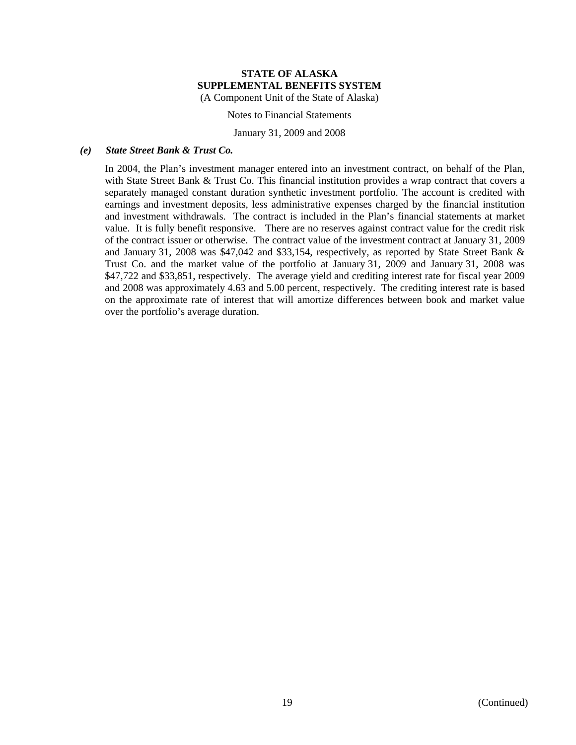#### *(e) State Street Bank & Trust Co.*

In 2004, the Plan's investment manager entered into an investment contract, on behalf of the Plan, with State Street Bank & Trust Co. This financial institution provides a wrap contract that covers a separately managed constant duration synthetic investment portfolio. The account is credited with earnings and investment deposits, less administrative expenses charged by the financial institution and investment withdrawals. The contract is included in the Plan's financial statements at market value. It is fully benefit responsive. There are no reserves against contract value for the credit risk of the contract issuer or otherwise. The contract value of the investment contract at January 31, 2009 and January 31, 2008 was $47,042 and $33,154, respectively, as reported by State Street Bank & Trust Co. and the market value of the portfolio at January 31, 2009 and January 31, 2008 was $47,722 and $33,851, respectively. The average yield and crediting interest rate for fiscal year 2009 and 2008 was approximately 4.63 and 5.00 percent, respectively. The crediting interest rate is based on the approximate rate of interest that will amortize differences between book and market value over the portfolio's average duration.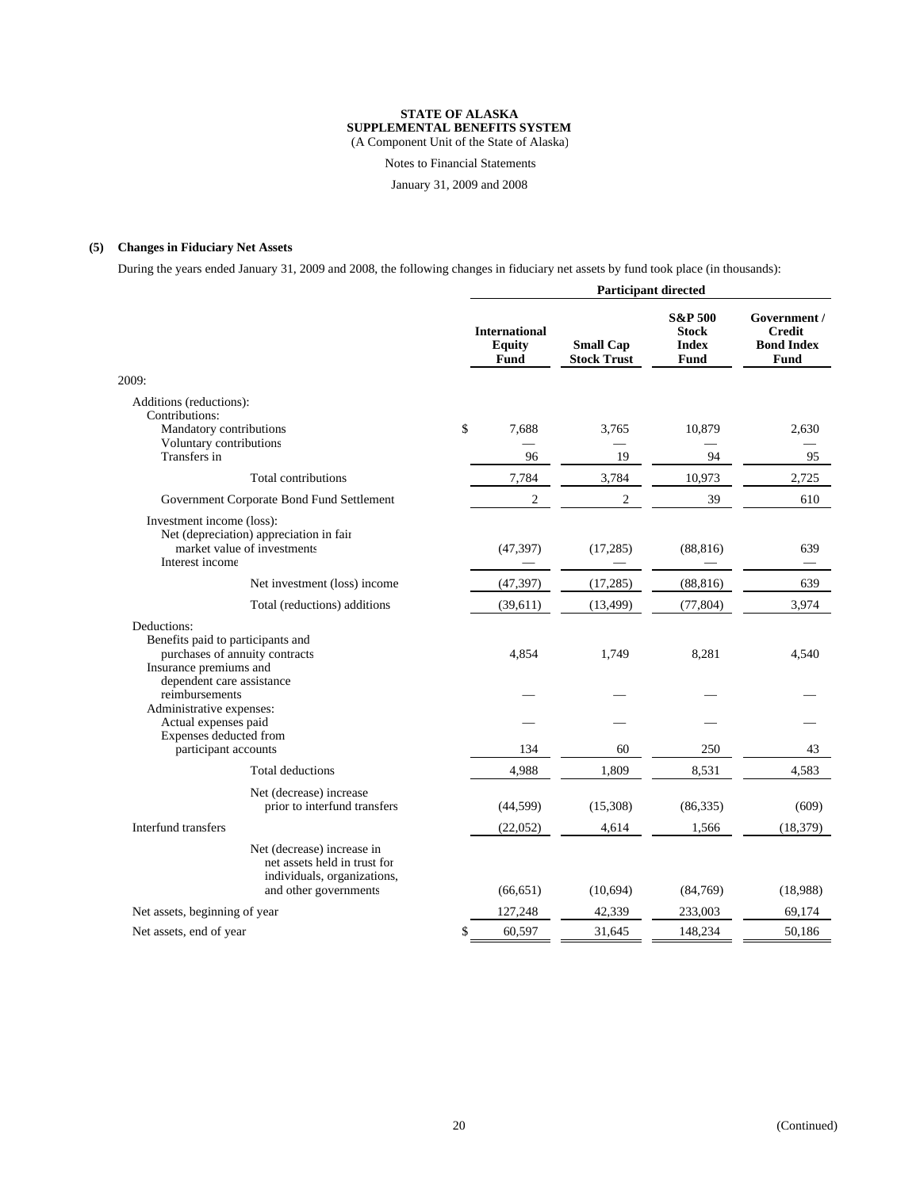**STATE OF ALASKA**
**SUPPLEMENTAL BENEFITS SYSTEM**
(A Component Unit of the State of Alaska)

Notes to Financial Statements

January 31, 2009 and 2008

**(5) Changes in Fiduciary Net Assets**

During the years ended January 31, 2009 and 2008, the following changes in fiduciary net assets by fund took place (in thousands):

| | Participant directed | | | |
|---|---|---|---|---|
| | **International Equity Fund** | **Small Cap Stock Trust** | **S&P 500 Stock Index Fund** | **Government / Credit Bond Index Fund** |
| 2009: | | | | |
| Additions (reductions): | | | | |
| Contributions: | | | | |
| Mandatory contributions | $ 7,688 | 3,765 | 10,879 | 2,630 |
| Voluntary contributions | — | — | — | — |
| Transfers in | 96 | 19 | 94 | 95 |
| Total contributions | 7,784 | 3,784 | 10,973 | 2,725 |
| Government Corporate Bond Fund Settlement | 2 | 2 | 39 | 610 |
| Investment income (loss): | | | | |
| Net (depreciation) appreciation in fair market value of investments | (47,397) | (17,285) | (88,816) | 639 |
| Interest income | — | — | — | — |
| Net investment (loss) income | (47,397) | (17,285) | (88,816) | 639 |
| Total (reductions) additions | (39,611) | (13,499) | (77,804) | 3,974 |
| Deductions: | | | | |
| Benefits paid to participants and purchases of annuity contracts | 4,854 | 1,749 | 8,281 | 4,540 |
| Insurance premiums and dependent care assistance reimbursements | — | — | — | — |
| Administrative expenses: | | | | |
| Actual expenses paid | — | — | — | — |
| Expenses deducted from participant accounts | 134 | 60 | 250 | 43 |
| Total deductions | 4,988 | 1,809 | 8,531 | 4,583 |
| Net (decrease) increase prior to interfund transfers | (44,599) | (15,308) | (86,335) | (609) |
| Interfund transfers | (22,052) | 4,614 | 1,566 | (18,379) |
| Net (decrease) increase in net assets held in trust for individuals, organizations, and other governments | (66,651) | (10,694) | (84,769) | (18,988) |
| Net assets, beginning of year | 127,248 | 42,339 | 233,003 | 69,174 |
| Net assets, end of year | $ 60,597 | 31,645 | 148,234 | 50,186 |

(Continued)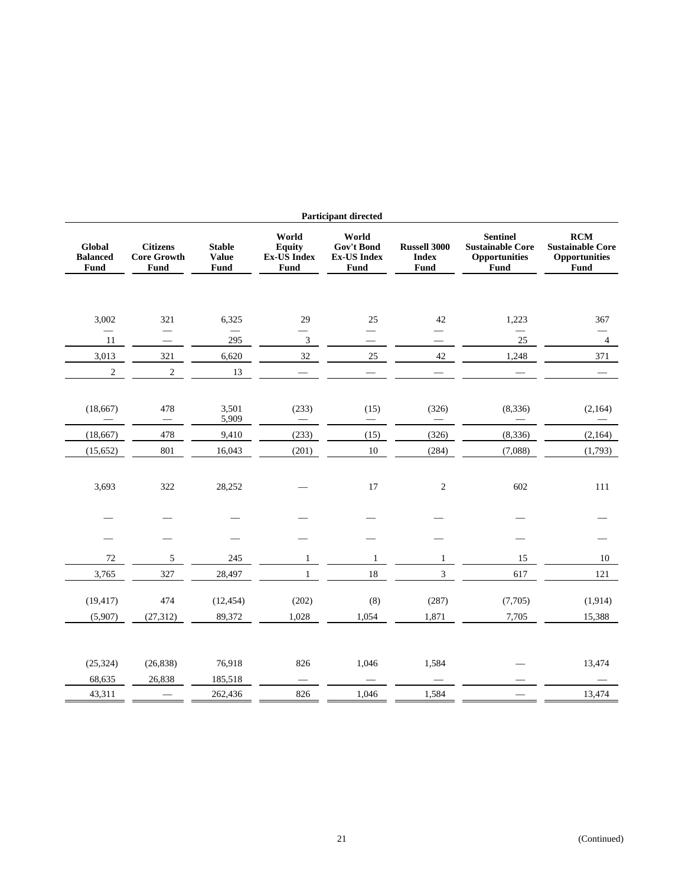| Participant directed | | | | | | | |
|---|---|---|---|---|---|---|---|
| Global Balanced Fund | Citizens Core Growth Fund | Stable Value Fund | World Equity Ex-US Index Fund | World Gov't Bond Ex-US Index Fund | Russell 3000 Index Fund | Sentinel Sustainable Core Opportunities Fund | RCM Sustainable Core Opportunities Fund |
| 3,002 | 321 | 6,325 | 29 | 25 | 42 | 1,223 | 367 |
| — | — | — | — | — | — | — | — |
| 11 | — | 295 | 3 | — | — | 25 | 4 |
| 3,013 | 321 | 6,620 | 32 | 25 | 42 | 1,248 | 371 |
| 2 | 2 | 13 | — | — | — | — | — |
| (18,667) | 478 | 3,501 | (233) | (15) | (326) | (8,336) | (2,164) |
| — | — | 5,909 | — | — | — | — | — |
| (18,667) | 478 | 9,410 | (233) | (15) | (326) | (8,336) | (2,164) |
| (15,652) | 801 | 16,043 | (201) | 10 | (284) | (7,088) | (1,793) |
| 3,693 | 322 | 28,252 | — | 17 | 2 | 602 | 111 |
| — | — | — | — | — | — | — | — |
| — | — | — | — | — | — | — | — |
| 72 | 5 | 245 | 1 | 1 | 1 | 15 | 10 |
| 3,765 | 327 | 28,497 | 1 | 18 | 3 | 617 | 121 |
| (19,417) | 474 | (12,454) | (202) | (8) | (287) | (7,705) | (1,914) |
| (5,907) | (27,312) | 89,372 | 1,028 | 1,054 | 1,871 | 7,705 | 15,388 |
| (25,324) | (26,838) | 76,918 | 826 | 1,046 | 1,584 | — | 13,474 |
| 68,635 | 26,838 | 185,518 | — | — | — | — | — |
| 43,311 | — | 262,436 | 826 | 1,046 | 1,584 | — | 13,474 |

(Continued)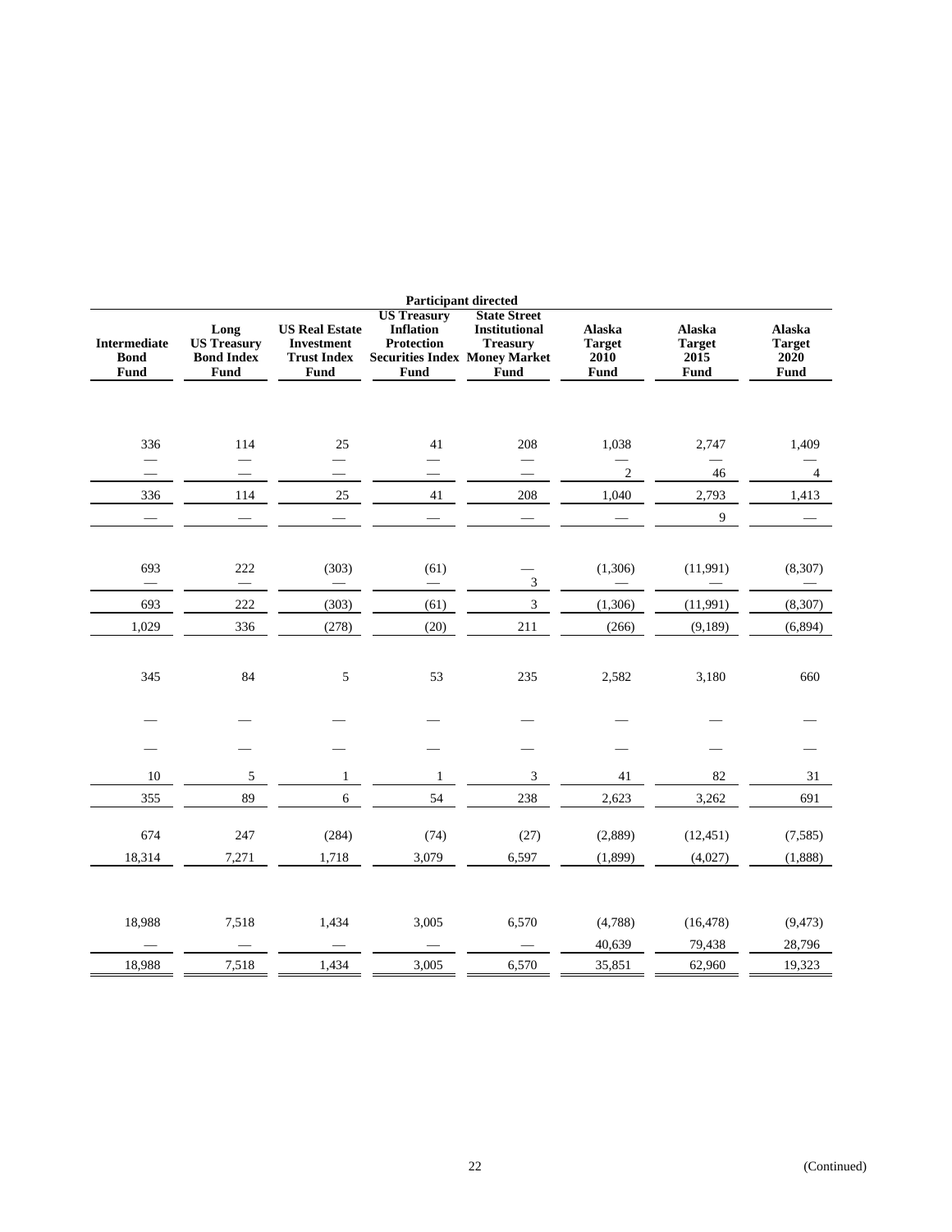| Participant directed | | | | | | | |
|---|---|---|---|---|---|---|---|
| **Intermediate Bond Fund** | **Long US Treasury Bond Index Fund** | **US Real Estate Investment Trust Index Fund** | **US Treasury Inflation Protection Securities Index Fund** | **State Street Institutional Treasury Money Market Fund** | **Alaska Target 2010 Fund** | **Alaska Target 2015 Fund** | **Alaska Target 2020 Fund** |
| 336 | 114 | 25 | 41 | 208 | 1,038 | 2,747 | 1,409 |
| — | — | — | — | — | — | — | — |
| — | — | — | — | — | 2 | 46 | 4 |
| 336 | 114 | 25 | 41 | 208 | 1,040 | 2,793 | 1,413 |
| — | — | — | — | — | — | 9 | — |
| 693 | 222 | (303) | (61) | — | (1,306) | (11,991) | (8,307) |
| — | — | — | — | 3 | — | — | — |
| 693 | 222 | (303) | (61) | 3 | (1,306) | (11,991) | (8,307) |
| 1,029 | 336 | (278) | (20) | 211 | (266) | (9,189) | (6,894) |
| 345 | 84 | 5 | 53 | 235 | 2,582 | 3,180 | 660 |
| — | — | — | — | — | — | — | — |
| — | — | — | — | — | — | — | — |
| 10 | 5 | 1 | 1 | 3 | 41 | 82 | 31 |
| 355 | 89 | 6 | 54 | 238 | 2,623 | 3,262 | 691 |
| 674 | 247 | (284) | (74) | (27) | (2,889) | (12,451) | (7,585) |
| 18,314 | 7,271 | 1,718 | 3,079 | 6,597 | (1,899) | (4,027) | (1,888) |
| 18,988 | 7,518 | 1,434 | 3,005 | 6,570 | (4,788) | (16,478) | (9,473) |
| — | — | — | — | — | 40,639 | 79,438 | 28,796 |
| 18,988 | 7,518 | 1,434 | 3,005 | 6,570 | 35,851 | 62,960 | 19,323 |

(Continued)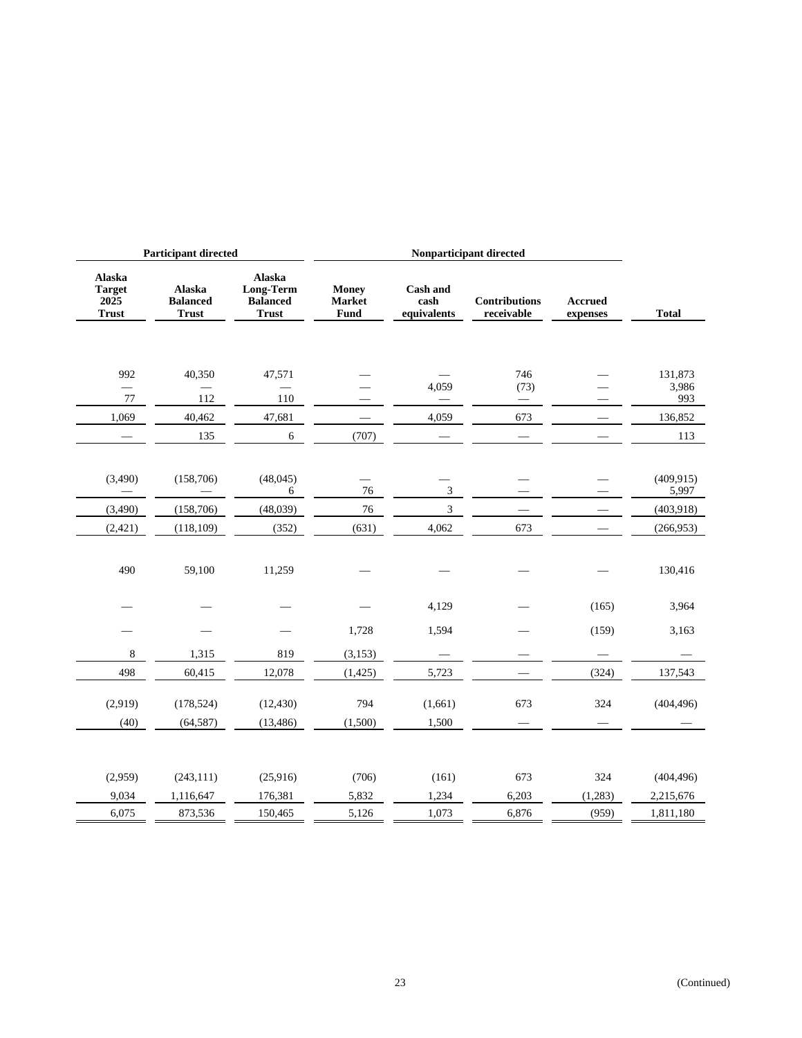| Participant directed | | | Nonparticipant directed | | | | |
|---|---|---|---|---|---|---|---|
| Alaska Target 2025 Trust | Alaska Balanced Trust | Alaska Long-Term Balanced Trust | Money Market Fund | Cash and cash equivalents | Contributions receivable | Accrued expenses | Total |
| 992 | 40,350 | 47,571 | — | — | 746 | — | 131,873 |
| — | — | — | — | 4,059 | (73) | — | 3,986 |
| 77 | 112 | 110 | — | — | — | — | 993 |
| 1,069 | 40,462 | 47,681 | — | 4,059 | 673 | — | 136,852 |
| — | 135 | 6 | (707) | — | — | — | 113 |
| (3,490) | (158,706) | (48,045) | — | — | — | — | (409,915) |
| — | — | 6 | 76 | 3 | — | — | 5,997 |
| (3,490) | (158,706) | (48,039) | 76 | 3 | — | — | (403,918) |
| (2,421) | (118,109) | (352) | (631) | 4,062 | 673 | — | (266,953) |
| 490 | 59,100 | 11,259 | — | — | — | — | 130,416 |
| — | — | — | — | 4,129 | — | (165) | 3,964 |
| — | — | — | 1,728 | 1,594 | — | (159) | 3,163 |
| 8 | 1,315 | 819 | (3,153) | — | — | — | — |
| 498 | 60,415 | 12,078 | (1,425) | 5,723 | — | (324) | 137,543 |
| (2,919) | (178,524) | (12,430) | 794 | (1,661) | 673 | 324 | (404,496) |
| (40) | (64,587) | (13,486) | (1,500) | 1,500 | — | — | — |
| (2,959) | (243,111) | (25,916) | (706) | (161) | 673 | 324 | (404,496) |
| 9,034 | 1,116,647 | 176,381 | 5,832 | 1,234 | 6,203 | (1,283) | 2,215,676 |
| 6,075 | 873,536 | 150,465 | 5,126 | 1,073 | 6,876 | (959) | 1,811,180 |

(Continued)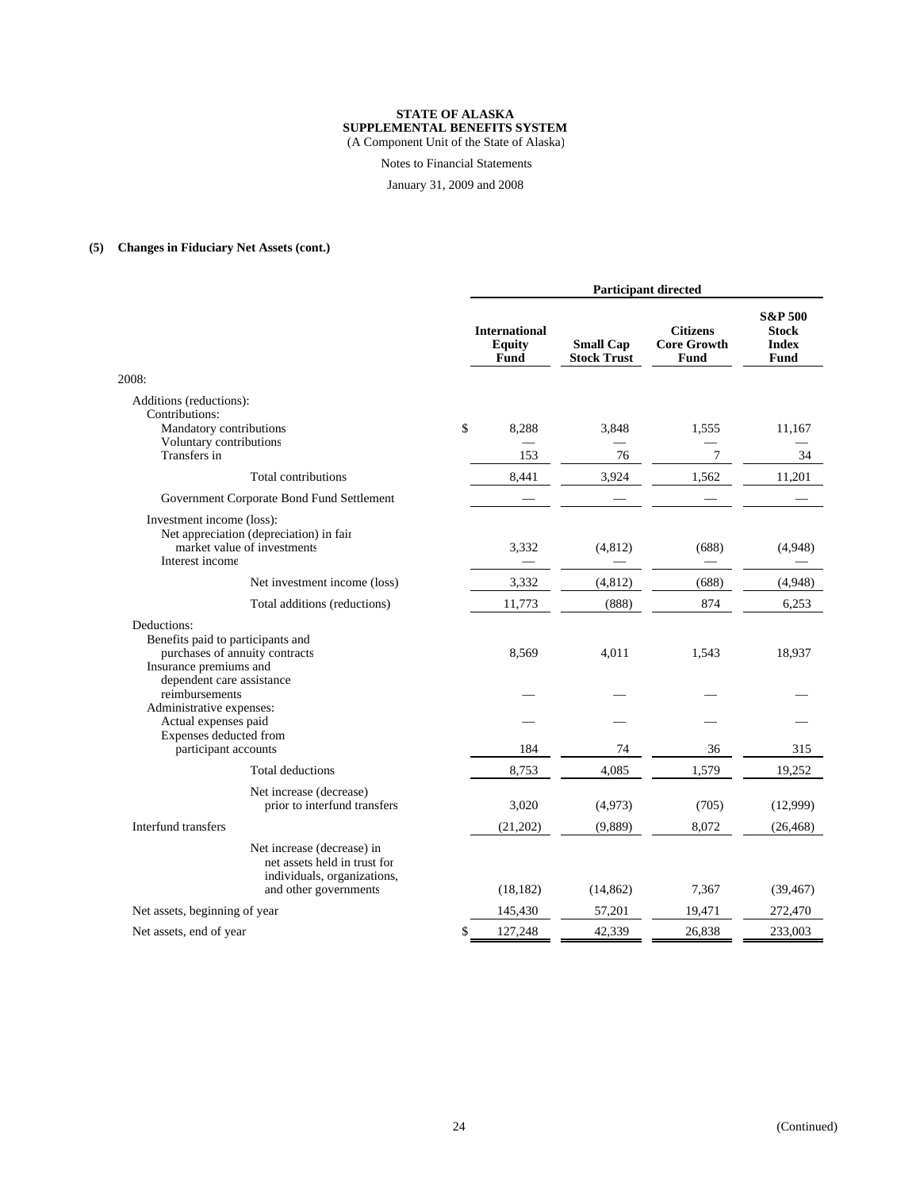**STATE OF ALASKA**
**SUPPLEMENTAL BENEFITS SYSTEM**
(A Component Unit of the State of Alaska)

Notes to Financial Statements

January 31, 2009 and 2008

**(5) Changes in Fiduciary Net Assets (cont.)**

| | Participant directed | | | |
|---|---|---|---|---|
| | **International Equity Fund** | **Small Cap Stock Trust** | **Citizens Core Growth Fund** | **S&P 500 Stock Index Fund** |
| 2008: | | | | |
| Additions (reductions): | | | | |
| Contributions: | | | | |
| Mandatory contributions | $ 8,288 | 3,848 | 1,555 | 11,167 |
| Voluntary contributions | — | — | — | — |
| Transfers in | 153 | 76 | 7 | 34 |
| Total contributions | 8,441 | 3,924 | 1,562 | 11,201 |
| Government Corporate Bond Fund Settlement | — | — | — | — |
| Investment income (loss): | | | | |
| Net appreciation (depreciation) in fair market value of investments | 3,332 | (4,812) | (688) | (4,948) |
| Interest income | — | — | — | — |
| Net investment income (loss) | 3,332 | (4,812) | (688) | (4,948) |
| Total additions (reductions) | 11,773 | (888) | 874 | 6,253 |
| Deductions: | | | | |
| Benefits paid to participants and purchases of annuity contracts | 8,569 | 4,011 | 1,543 | 18,937 |
| Insurance premiums and dependent care assistance reimbursements | — | — | — | — |
| Administrative expenses: | | | | |
| Actual expenses paid | — | — | — | — |
| Expenses deducted from participant accounts | 184 | 74 | 36 | 315 |
| Total deductions | 8,753 | 4,085 | 1,579 | 19,252 |
| Net increase (decrease) prior to interfund transfers | 3,020 | (4,973) | (705) | (12,999) |
| Interfund transfers | (21,202) | (9,889) | 8,072 | (26,468) |
| Net increase (decrease) in net assets held in trust for individuals, organizations, and other governments | (18,182) | (14,862) | 7,367 | (39,467) |
| Net assets, beginning of year | 145,430 | 57,201 | 19,471 | 272,470 |
| Net assets, end of year | $ 127,248 | 42,339 | 26,838 | 233,003 |

(Continued)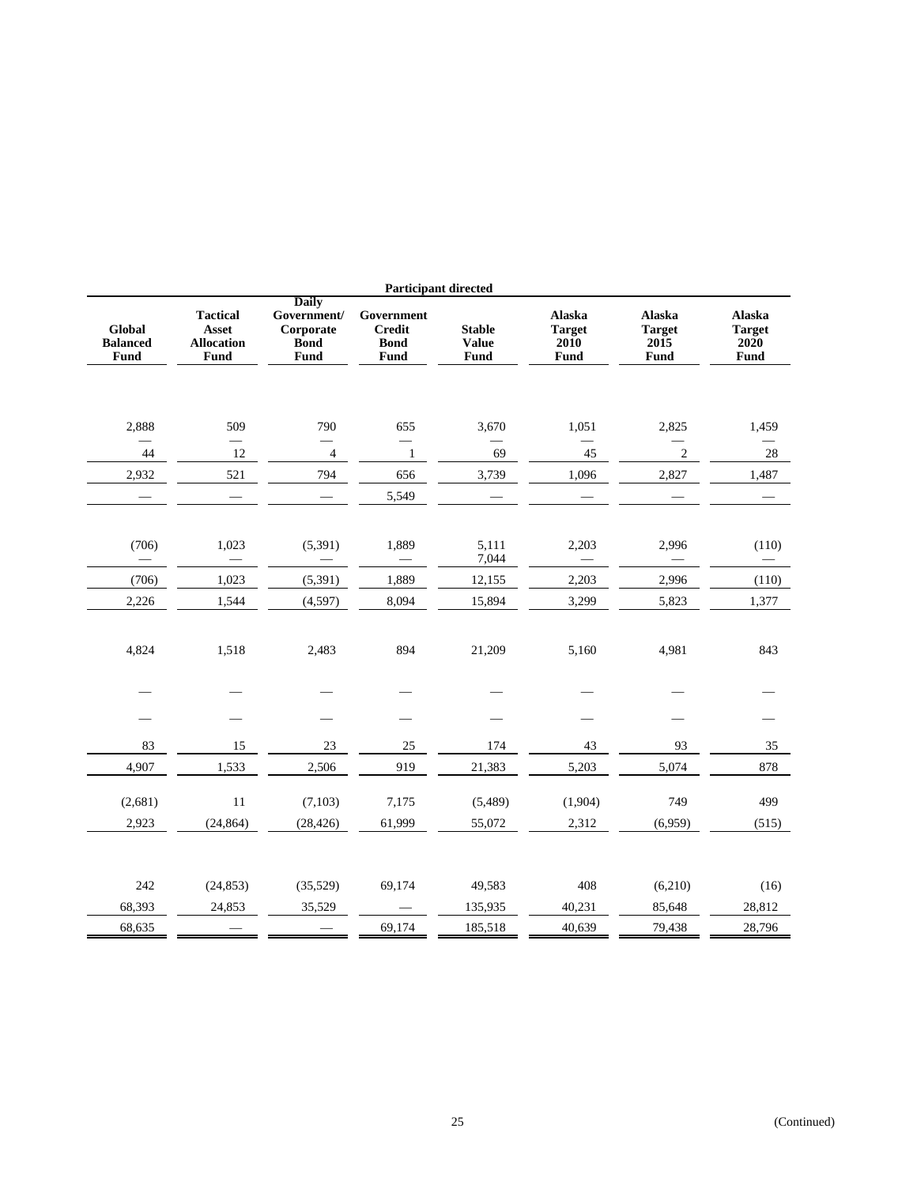| Participant directed | | | | | | | |
|---|---|---|---|---|---|---|---|
| Global Balanced Fund | Tactical Asset Allocation Fund | Daily Government/ Corporate Bond Fund | Government Credit Bond Fund | Stable Value Fund | Alaska Target 2010 Fund | Alaska Target 2015 Fund | Alaska Target 2020 Fund |
| 2,888 | 509 | 790 | 655 | 3,670 | 1,051 | 2,825 | 1,459 |
| — | — | — | — | — | — | — | — |
| 44 | 12 | 4 | 1 | 69 | 45 | 2 | 28 |
| 2,932 | 521 | 794 | 656 | 3,739 | 1,096 | 2,827 | 1,487 |
| — | — | — | 5,549 | — | — | — | — |
| (706) | 1,023 | (5,391) | 1,889 | 5,111 | 2,203 | 2,996 | (110) |
| — | — | — | — | 7,044 | — | — | — |
| (706) | 1,023 | (5,391) | 1,889 | 12,155 | 2,203 | 2,996 | (110) |
| 2,226 | 1,544 | (4,597) | 8,094 | 15,894 | 3,299 | 5,823 | 1,377 |
| 4,824 | 1,518 | 2,483 | 894 | 21,209 | 5,160 | 4,981 | 843 |
| — | — | — | — | — | — | — | — |
| — | — | — | — | — | — | — | — |
| 83 | 15 | 23 | 25 | 174 | 43 | 93 | 35 |
| 4,907 | 1,533 | 2,506 | 919 | 21,383 | 5,203 | 5,074 | 878 |
| (2,681) | 11 | (7,103) | 7,175 | (5,489) | (1,904) | 749 | 499 |
| 2,923 | (24,864) | (28,426) | 61,999 | 55,072 | 2,312 | (6,959) | (515) |
| 242 | (24,853) | (35,529) | 69,174 | 49,583 | 408 | (6,210) | (16) |
| 68,393 | 24,853 | 35,529 | — | 135,935 | 40,231 | 85,648 | 28,812 |
| 68,635 | — | — | 69,174 | 185,518 | 40,639 | 79,438 | 28,796 |

(Continued)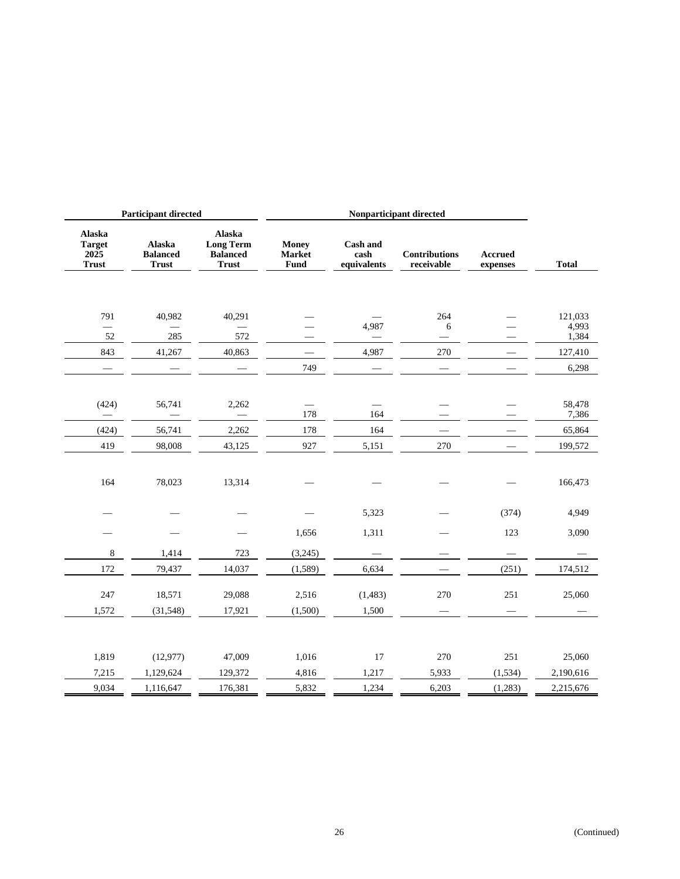| Participant directed | | | Nonparticipant directed | | | | |
|---|---|---|---|---|---|---|---|
| Alaska Target 2025 Trust | Alaska Balanced Trust | Alaska Long Term Balanced Trust | Money Market Fund | Cash and cash equivalents | Contributions receivable | Accrued expenses | Total |
| 791 | 40,982 | 40,291 | — | — | 264 | — | 121,033 |
| — | — | — | — | 4,987 | 6 | — | 4,993 |
| 52 | 285 | 572 | — | — | — | — | 1,384 |
| 843 | 41,267 | 40,863 | — | 4,987 | 270 | — | 127,410 |
| — | — | — | 749 | — | — | — | 6,298 |
| (424) | 56,741 | 2,262 | — | — | — | — | 58,478 |
| — | — | — | 178 | 164 | — | — | 7,386 |
| (424) | 56,741 | 2,262 | 178 | 164 | — | — | 65,864 |
| 419 | 98,008 | 43,125 | 927 | 5,151 | 270 | — | 199,572 |
| 164 | 78,023 | 13,314 | — | — | — | — | 166,473 |
| — | — | — | — | 5,323 | — | (374) | 4,949 |
| — | — | — | 1,656 | 1,311 | — | 123 | 3,090 |
| 8 | 1,414 | 723 | (3,245) | — | — | — | — |
| 172 | 79,437 | 14,037 | (1,589) | 6,634 | — | (251) | 174,512 |
| 247 | 18,571 | 29,088 | 2,516 | (1,483) | 270 | 251 | 25,060 |
| 1,572 | (31,548) | 17,921 | (1,500) | 1,500 | — | — | — |
| 1,819 | (12,977) | 47,009 | 1,016 | 17 | 270 | 251 | 25,060 |
| 7,215 | 1,129,624 | 129,372 | 4,816 | 1,217 | 5,933 | (1,534) | 2,190,616 |
| 9,034 | 1,116,647 | 176,381 | 5,832 | 1,234 | 6,203 | (1,283) | 2,215,676 |

(Continued)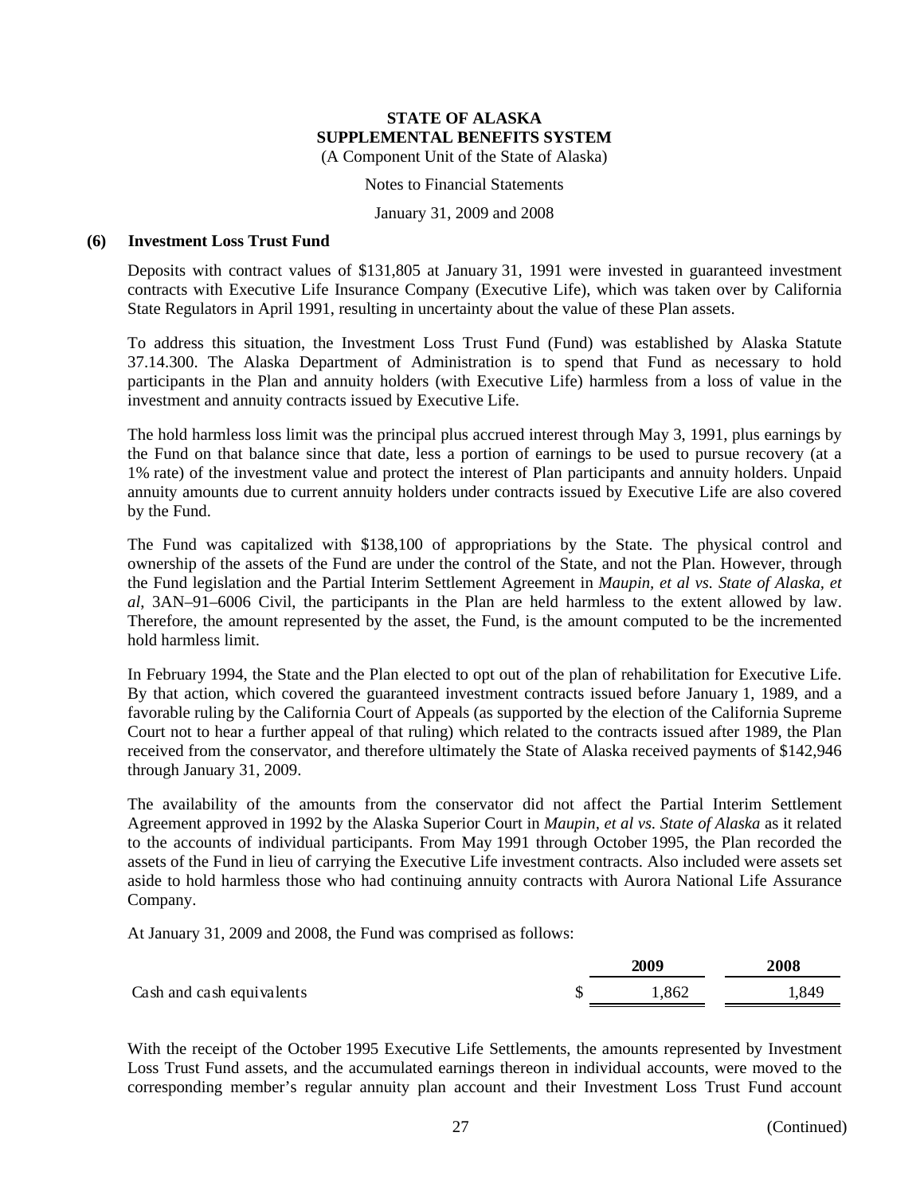**STATE OF ALASKA**
**SUPPLEMENTAL BENEFITS SYSTEM**
(A Component Unit of the State of Alaska)

Notes to Financial Statements

January 31, 2009 and 2008

## (6) Investment Loss Trust Fund

Deposits with contract values of $131,805 at January 31, 1991 were invested in guaranteed investment contracts with Executive Life Insurance Company (Executive Life), which was taken over by California State Regulators in April 1991, resulting in uncertainty about the value of these Plan assets.

To address this situation, the Investment Loss Trust Fund (Fund) was established by Alaska Statute 37.14.300. The Alaska Department of Administration is to spend that Fund as necessary to hold participants in the Plan and annuity holders (with Executive Life) harmless from a loss of value in the investment and annuity contracts issued by Executive Life.

The hold harmless loss limit was the principal plus accrued interest through May 3, 1991, plus earnings by the Fund on that balance since that date, less a portion of earnings to be used to pursue recovery (at a 1% rate) of the investment value and protect the interest of Plan participants and annuity holders. Unpaid annuity amounts due to current annuity holders under contracts issued by Executive Life are also covered by the Fund.

The Fund was capitalized with $138,100 of appropriations by the State. The physical control and ownership of the assets of the Fund are under the control of the State, and not the Plan. However, through the Fund legislation and the Partial Interim Settlement Agreement in *Maupin, et al vs. State of Alaska, et al*, 3AN–91–6006 Civil, the participants in the Plan are held harmless to the extent allowed by law. Therefore, the amount represented by the asset, the Fund, is the amount computed to be the incremented hold harmless limit.

In February 1994, the State and the Plan elected to opt out of the plan of rehabilitation for Executive Life. By that action, which covered the guaranteed investment contracts issued before January 1, 1989, and a favorable ruling by the California Court of Appeals (as supported by the election of the California Supreme Court not to hear a further appeal of that ruling) which related to the contracts issued after 1989, the Plan received from the conservator, and therefore ultimately the State of Alaska received payments of $142,946 through January 31, 2009.

The availability of the amounts from the conservator did not affect the Partial Interim Settlement Agreement approved in 1992 by the Alaska Superior Court in *Maupin, et al vs. State of Alaska* as it related to the accounts of individual participants. From May 1991 through October 1995, the Plan recorded the assets of the Fund in lieu of carrying the Executive Life investment contracts. Also included were assets set aside to hold harmless those who had continuing annuity contracts with Aurora National Life Assurance Company.

At January 31, 2009 and 2008, the Fund was comprised as follows:

| | 2009 | 2008 |
|---|---|---|
| Cash and cash equivalents | $ 1,862 | 1,849 |

With the receipt of the October 1995 Executive Life Settlements, the amounts represented by Investment Loss Trust Fund assets, and the accumulated earnings thereon in individual accounts, were moved to the corresponding member's regular annuity plan account and their Investment Loss Trust Fund account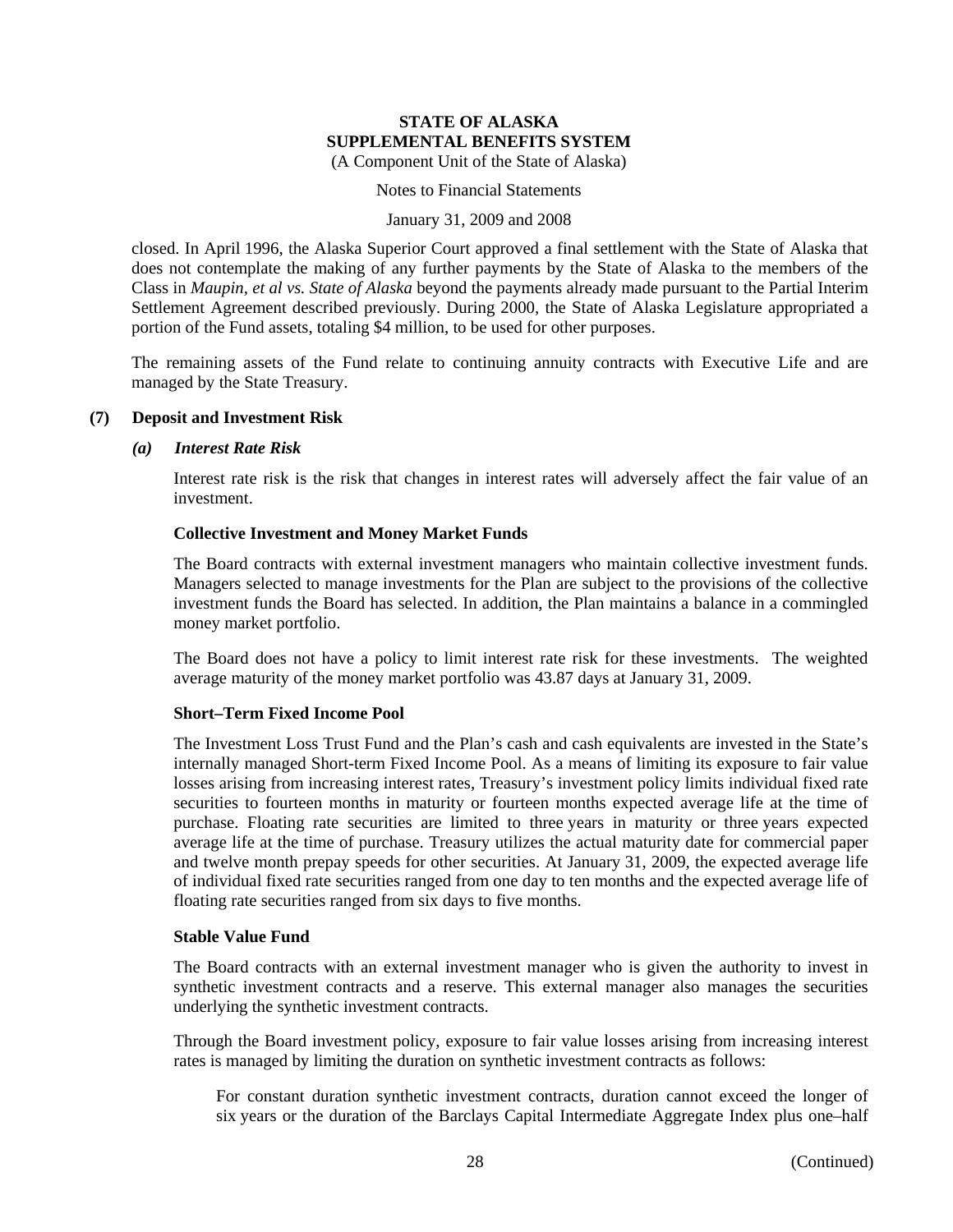closed. In April 1996, the Alaska Superior Court approved a final settlement with the State of Alaska that does not contemplate the making of any further payments by the State of Alaska to the members of the Class in *Maupin, et al vs. State of Alaska* beyond the payments already made pursuant to the Partial Interim Settlement Agreement described previously. During 2000, the State of Alaska Legislature appropriated a portion of the Fund assets, totaling $4 million, to be used for other purposes.

The remaining assets of the Fund relate to continuing annuity contracts with Executive Life and are managed by the State Treasury.

## (7) Deposit and Investment Risk

### *(a) Interest Rate Risk*

Interest rate risk is the risk that changes in interest rates will adversely affect the fair value of an investment.

**Collective Investment and Money Market Funds**

The Board contracts with external investment managers who maintain collective investment funds. Managers selected to manage investments for the Plan are subject to the provisions of the collective investment funds the Board has selected. In addition, the Plan maintains a balance in a commingled money market portfolio.

The Board does not have a policy to limit interest rate risk for these investments. The weighted average maturity of the money market portfolio was 43.87 days at January 31, 2009.

**Short–Term Fixed Income Pool**

The Investment Loss Trust Fund and the Plan's cash and cash equivalents are invested in the State's internally managed Short-term Fixed Income Pool. As a means of limiting its exposure to fair value losses arising from increasing interest rates, Treasury's investment policy limits individual fixed rate securities to fourteen months in maturity or fourteen months expected average life at the time of purchase. Floating rate securities are limited to three years in maturity or three years expected average life at the time of purchase. Treasury utilizes the actual maturity date for commercial paper and twelve month prepay speeds for other securities. At January 31, 2009, the expected average life of individual fixed rate securities ranged from one day to ten months and the expected average life of floating rate securities ranged from six days to five months.

**Stable Value Fund**

The Board contracts with an external investment manager who is given the authority to invest in synthetic investment contracts and a reserve. This external manager also manages the securities underlying the synthetic investment contracts.

Through the Board investment policy, exposure to fair value losses arising from increasing interest rates is managed by limiting the duration on synthetic investment contracts as follows:

For constant duration synthetic investment contracts, duration cannot exceed the longer of six years or the duration of the Barclays Capital Intermediate Aggregate Index plus one–half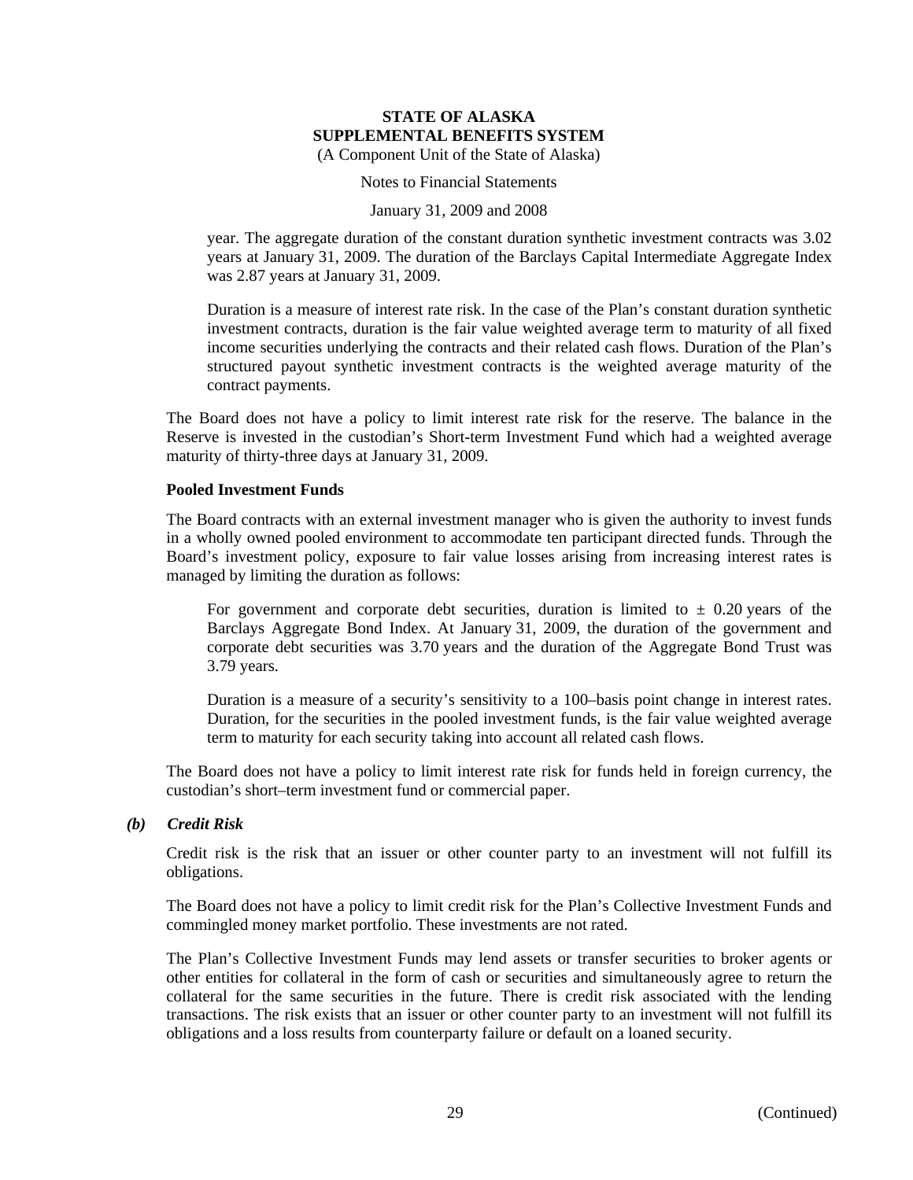year. The aggregate duration of the constant duration synthetic investment contracts was 3.02 years at January 31, 2009. The duration of the Barclays Capital Intermediate Aggregate Index was 2.87 years at January 31, 2009.

Duration is a measure of interest rate risk. In the case of the Plan's constant duration synthetic investment contracts, duration is the fair value weighted average term to maturity of all fixed income securities underlying the contracts and their related cash flows. Duration of the Plan's structured payout synthetic investment contracts is the weighted average maturity of the contract payments.

The Board does not have a policy to limit interest rate risk for the reserve. The balance in the Reserve is invested in the custodian's Short-term Investment Fund which had a weighted average maturity of thirty-three days at January 31, 2009.

**Pooled Investment Funds**

The Board contracts with an external investment manager who is given the authority to invest funds in a wholly owned pooled environment to accommodate ten participant directed funds. Through the Board's investment policy, exposure to fair value losses arising from increasing interest rates is managed by limiting the duration as follows:

For government and corporate debt securities, duration is limited to ± 0.20 years of the Barclays Aggregate Bond Index. At January 31, 2009, the duration of the government and corporate debt securities was 3.70 years and the duration of the Aggregate Bond Trust was 3.79 years.

Duration is a measure of a security's sensitivity to a 100–basis point change in interest rates. Duration, for the securities in the pooled investment funds, is the fair value weighted average term to maturity for each security taking into account all related cash flows.

The Board does not have a policy to limit interest rate risk for funds held in foreign currency, the custodian's short–term investment fund or commercial paper.

***(b) Credit Risk***

Credit risk is the risk that an issuer or other counter party to an investment will not fulfill its obligations.

The Board does not have a policy to limit credit risk for the Plan's Collective Investment Funds and commingled money market portfolio. These investments are not rated.

The Plan's Collective Investment Funds may lend assets or transfer securities to broker agents or other entities for collateral in the form of cash or securities and simultaneously agree to return the collateral for the same securities in the future. There is credit risk associated with the lending transactions. The risk exists that an issuer or other counter party to an investment will not fulfill its obligations and a loss results from counterparty failure or default on a loaned security.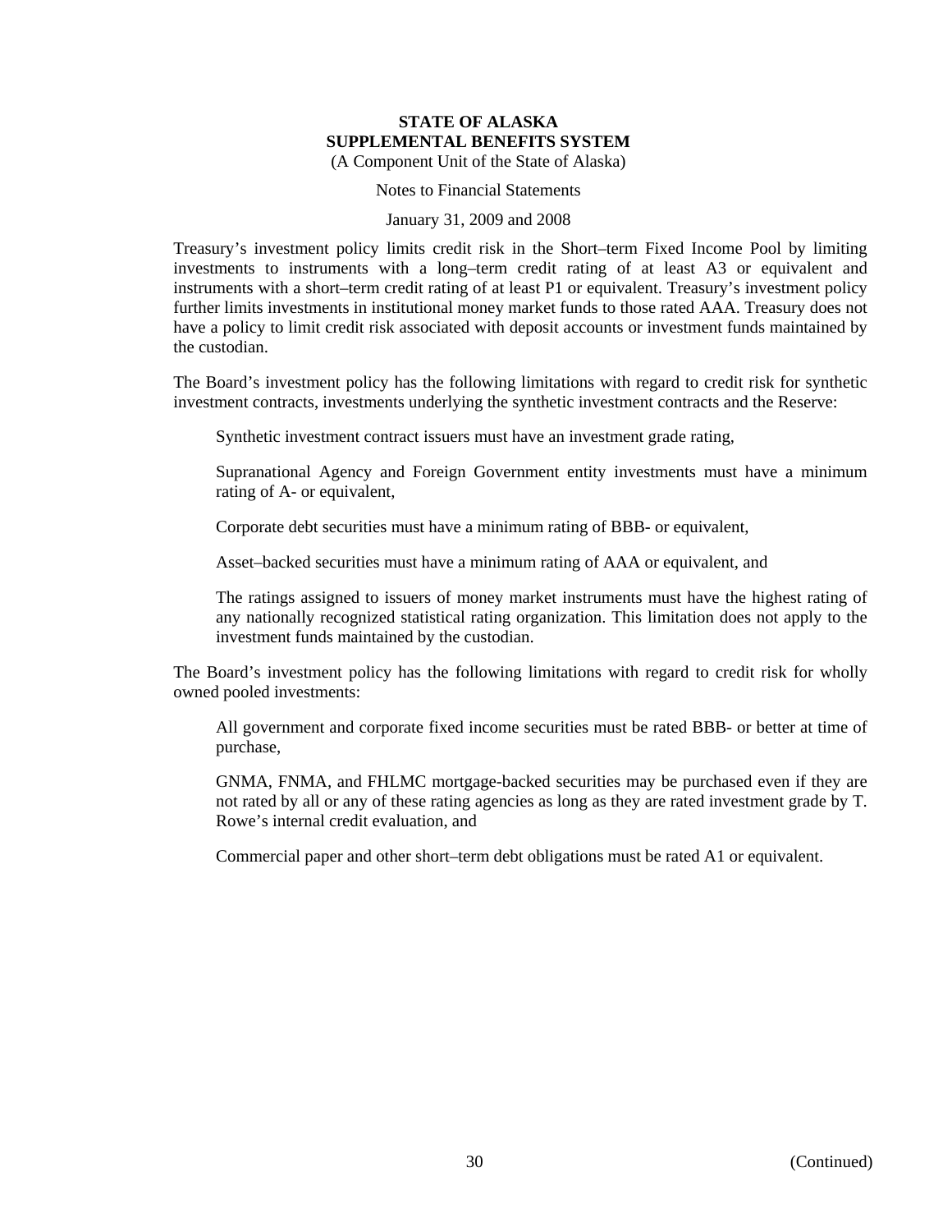Treasury's investment policy limits credit risk in the Short–term Fixed Income Pool by limiting investments to instruments with a long–term credit rating of at least A3 or equivalent and instruments with a short–term credit rating of at least P1 or equivalent. Treasury's investment policy further limits investments in institutional money market funds to those rated AAA. Treasury does not have a policy to limit credit risk associated with deposit accounts or investment funds maintained by the custodian.

The Board's investment policy has the following limitations with regard to credit risk for synthetic investment contracts, investments underlying the synthetic investment contracts and the Reserve:

Synthetic investment contract issuers must have an investment grade rating,

Supranational Agency and Foreign Government entity investments must have a minimum rating of A- or equivalent,

Corporate debt securities must have a minimum rating of BBB- or equivalent,

Asset–backed securities must have a minimum rating of AAA or equivalent, and

The ratings assigned to issuers of money market instruments must have the highest rating of any nationally recognized statistical rating organization. This limitation does not apply to the investment funds maintained by the custodian.

The Board's investment policy has the following limitations with regard to credit risk for wholly owned pooled investments:

All government and corporate fixed income securities must be rated BBB- or better at time of purchase,

GNMA, FNMA, and FHLMC mortgage-backed securities may be purchased even if they are not rated by all or any of these rating agencies as long as they are rated investment grade by T. Rowe's internal credit evaluation, and

Commercial paper and other short–term debt obligations must be rated A1 or equivalent.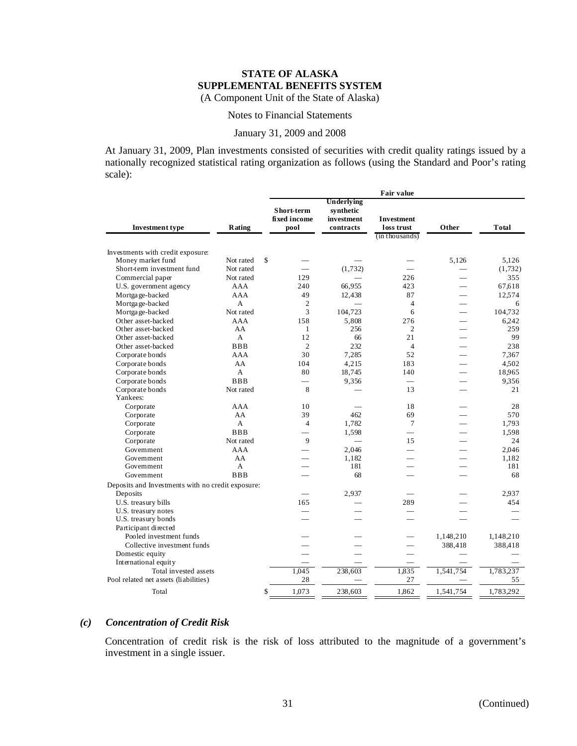**STATE OF ALASKA**
**SUPPLEMENTAL BENEFITS SYSTEM**
(A Component Unit of the State of Alaska)

Notes to Financial Statements

January 31, 2009 and 2008

At January 31, 2009, Plan investments consisted of securities with credit quality ratings issued by a nationally recognized statistical rating organization as follows (using the Standard and Poor's rating scale):

| Investment type | Rating | Short-term fixed income pool | Underlying synthetic investment contracts | Investment loss trust | Other | Total |
|---|---|---|---|---|---|---|
| | | | | (in thousands) | | |
| Investments with credit exposure: | | | | | | |
| Money market fund | Not rated | $ — | — | — | 5,126 | 5,126 |
| Short-term investment fund | Not rated | — | (1,732) | — | — | (1,732) |
| Commercial paper | Not rated | 129 | — | 226 | — | 355 |
| U.S. government agency | AAA | 240 | 66,955 | 423 | — | 67,618 |
| Mortgage-backed | AAA | 49 | 12,438 | 87 | — | 12,574 |
| Mortgage-backed | A | 2 | — | 4 | — | 6 |
| Mortgage-backed | Not rated | 3 | 104,723 | 6 | — | 104,732 |
| Other asset-backed | AAA | 158 | 5,808 | 276 | — | 6,242 |
| Other asset-backed | AA | 1 | 256 | 2 | — | 259 |
| Other asset-backed | A | 12 | 66 | 21 | — | 99 |
| Other asset-backed | BBB | 2 | 232 | 4 | — | 238 |
| Corporate bonds | AAA | 30 | 7,285 | 52 | — | 7,367 |
| Corporate bonds | AA | 104 | 4,215 | 183 | — | 4,502 |
| Corporate bonds | A | 80 | 18,745 | 140 | — | 18,965 |
| Corporate bonds | BBB | — | 9,356 | — | — | 9,356 |
| Corporate bonds | Not rated | 8 | — | 13 | — | 21 |
| Yankees: | | | | | | |
| Corporate | AAA | 10 | — | 18 | — | 28 |
| Corporate | AA | 39 | 462 | 69 | — | 570 |
| Corporate | A | 4 | 1,782 | 7 | — | 1,793 |
| Corporate | BBB | — | 1,598 | — | — | 1,598 |
| Corporate | Not rated | 9 | — | 15 | — | 24 |
| Government | AAA | — | 2,046 | — | — | 2,046 |
| Government | AA | — | 1,182 | — | — | 1,182 |
| Government | A | — | 181 | — | — | 181 |
| Government | BBB | — | 68 | — | — | 68 |
| Deposits and Investments with no credit exposure: | | | | | | |
| Deposits | | — | 2,937 | — | — | 2,937 |
| U.S. treasury bills | | 165 | — | 289 | — | 454 |
| U.S. treasury notes | | — | — | — | — | — |
| U.S. treasury bonds | | — | — | — | — | — |
| Participant directed | | | | | | |
| Pooled investment funds | | — | — | — | 1,148,210 | 1,148,210 |
| Collective investment funds | | — | — | — | 388,418 | 388,418 |
| Domestic equity | | — | — | — | — | — |
| International equity | | — | — | — | — | — |
| Total invested assets | | 1,045 | 238,603 | 1,835 | 1,541,754 | 1,783,237 |
| Pool related net assets (liabilities) | | 28 | — | 27 | — | 55 |
| Total | | $ 1,073 | 238,603 | 1,862 | 1,541,754 | 1,783,292 |

### *(c) Concentration of Credit Risk*

Concentration of credit risk is the risk of loss attributed to the magnitude of a government's investment in a single issuer.

(Continued)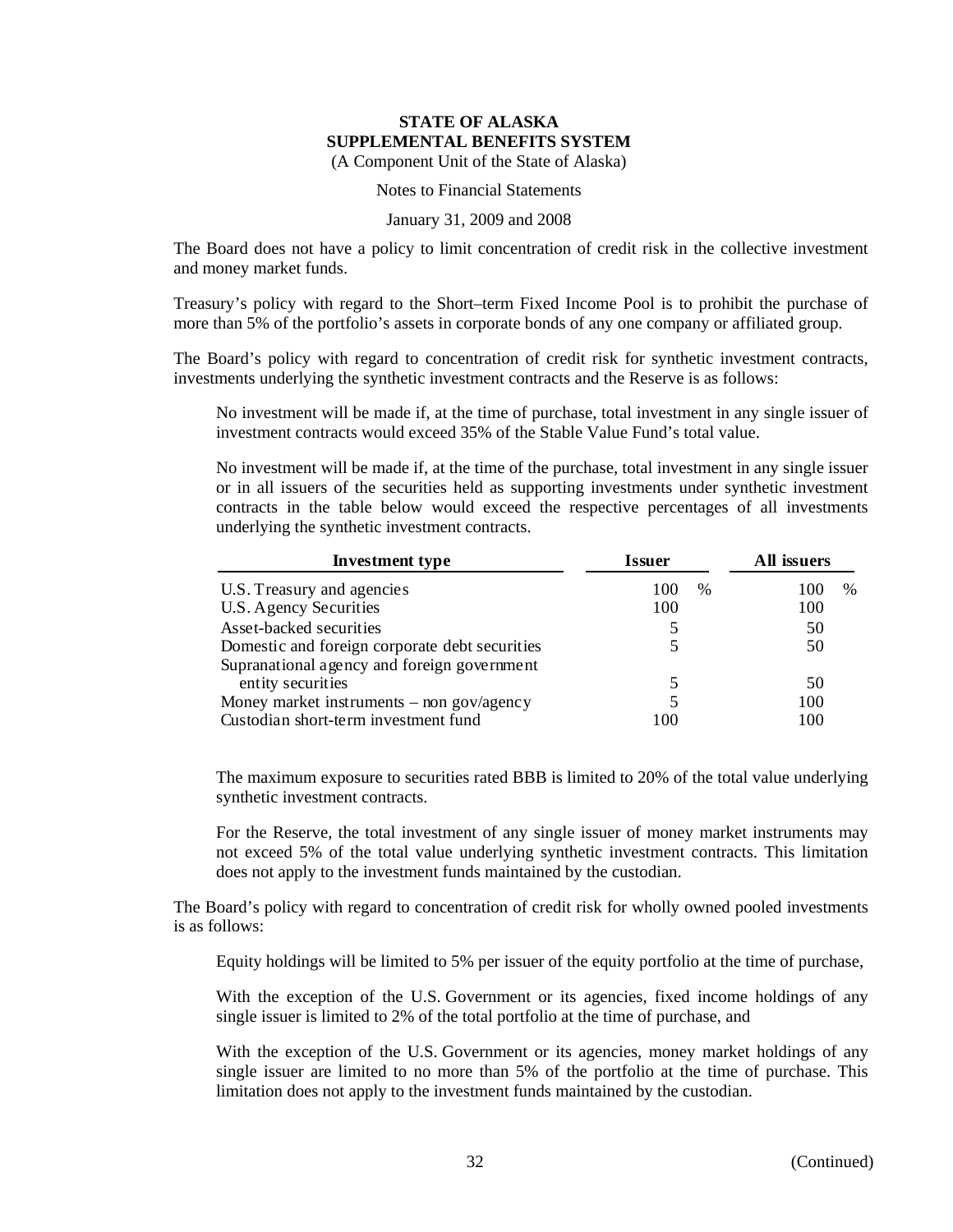The Board does not have a policy to limit concentration of credit risk in the collective investment and money market funds.

Treasury's policy with regard to the Short–term Fixed Income Pool is to prohibit the purchase of more than 5% of the portfolio's assets in corporate bonds of any one company or affiliated group.

The Board's policy with regard to concentration of credit risk for synthetic investment contracts, investments underlying the synthetic investment contracts and the Reserve is as follows:

> No investment will be made if, at the time of purchase, total investment in any single issuer of investment contracts would exceed 35% of the Stable Value Fund's total value.
>
> No investment will be made if, at the time of the purchase, total investment in any single issuer or in all issuers of the securities held as supporting investments under synthetic investment contracts in the table below would exceed the respective percentages of all investments underlying the synthetic investment contracts.

| Investment type | Issuer | All issuers |
|---|---|---|
| U.S. Treasury and agencies | 100 % | 100 % |
| U.S. Agency Securities | 100 | 100 |
| Asset-backed securities | 5 | 50 |
| Domestic and foreign corporate debt securities | 5 | 50 |
| Supranational agency and foreign government entity securities | 5 | 50 |
| Money market instruments – non gov/agency | 5 | 100 |
| Custodian short-term investment fund | 100 | 100 |

> The maximum exposure to securities rated BBB is limited to 20% of the total value underlying synthetic investment contracts.
>
> For the Reserve, the total investment of any single issuer of money market instruments may not exceed 5% of the total value underlying synthetic investment contracts. This limitation does not apply to the investment funds maintained by the custodian.

The Board's policy with regard to concentration of credit risk for wholly owned pooled investments is as follows:

> Equity holdings will be limited to 5% per issuer of the equity portfolio at the time of purchase,
>
> With the exception of the U.S. Government or its agencies, fixed income holdings of any single issuer is limited to 2% of the total portfolio at the time of purchase, and
>
> With the exception of the U.S. Government or its agencies, money market holdings of any single issuer are limited to no more than 5% of the portfolio at the time of purchase. This limitation does not apply to the investment funds maintained by the custodian.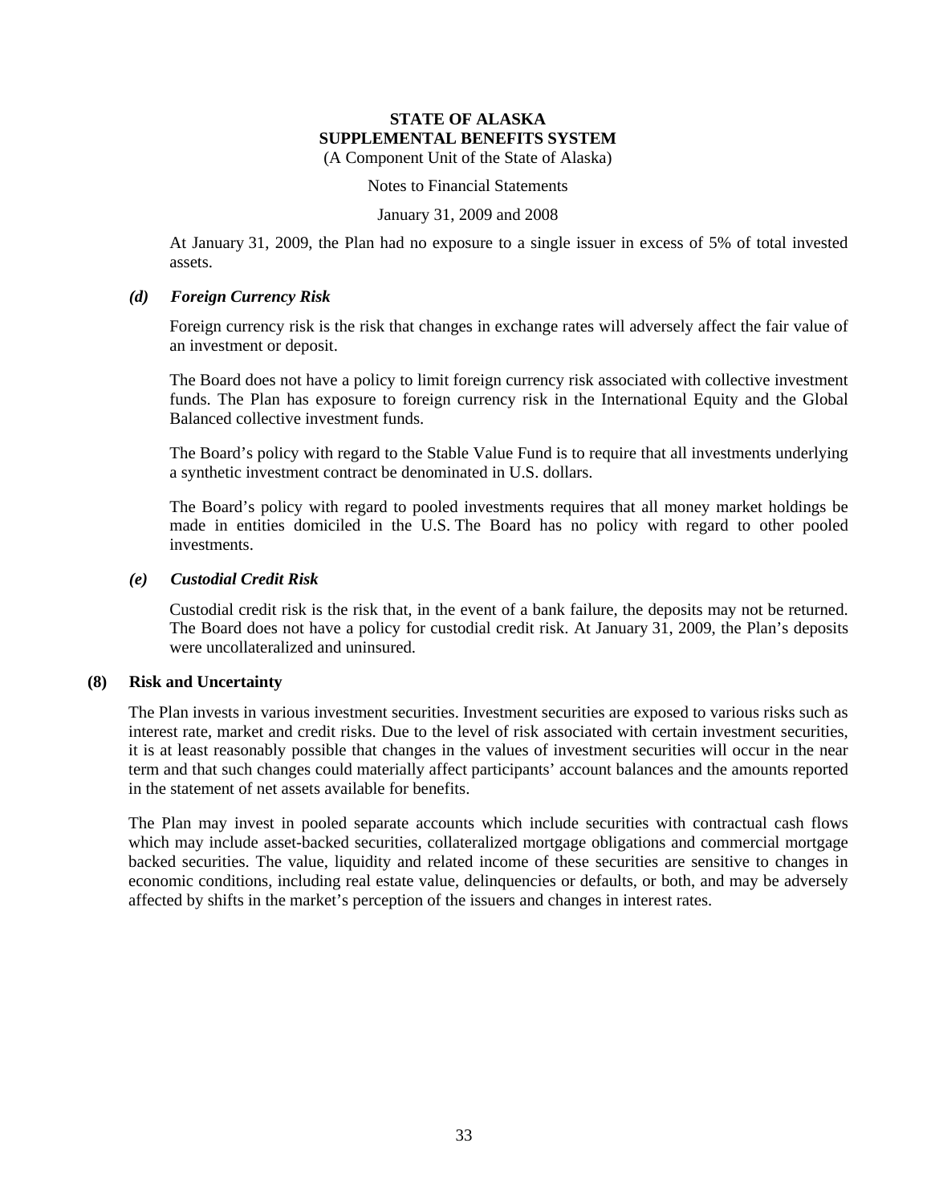At January 31, 2009, the Plan had no exposure to a single issuer in excess of 5% of total invested assets.

### *(d) Foreign Currency Risk*

Foreign currency risk is the risk that changes in exchange rates will adversely affect the fair value of an investment or deposit.

The Board does not have a policy to limit foreign currency risk associated with collective investment funds. The Plan has exposure to foreign currency risk in the International Equity and the Global Balanced collective investment funds.

The Board's policy with regard to the Stable Value Fund is to require that all investments underlying a synthetic investment contract be denominated in U.S. dollars.

The Board's policy with regard to pooled investments requires that all money market holdings be made in entities domiciled in the U.S. The Board has no policy with regard to other pooled investments.

### *(e) Custodial Credit Risk*

Custodial credit risk is the risk that, in the event of a bank failure, the deposits may not be returned. The Board does not have a policy for custodial credit risk. At January 31, 2009, the Plan's deposits were uncollateralized and uninsured.

## (8) Risk and Uncertainty

The Plan invests in various investment securities. Investment securities are exposed to various risks such as interest rate, market and credit risks. Due to the level of risk associated with certain investment securities, it is at least reasonably possible that changes in the values of investment securities will occur in the near term and that such changes could materially affect participants' account balances and the amounts reported in the statement of net assets available for benefits.

The Plan may invest in pooled separate accounts which include securities with contractual cash flows which may include asset-backed securities, collateralized mortgage obligations and commercial mortgage backed securities. The value, liquidity and related income of these securities are sensitive to changes in economic conditions, including real estate value, delinquencies or defaults, or both, and may be adversely affected by shifts in the market's perception of the issuers and changes in interest rates.